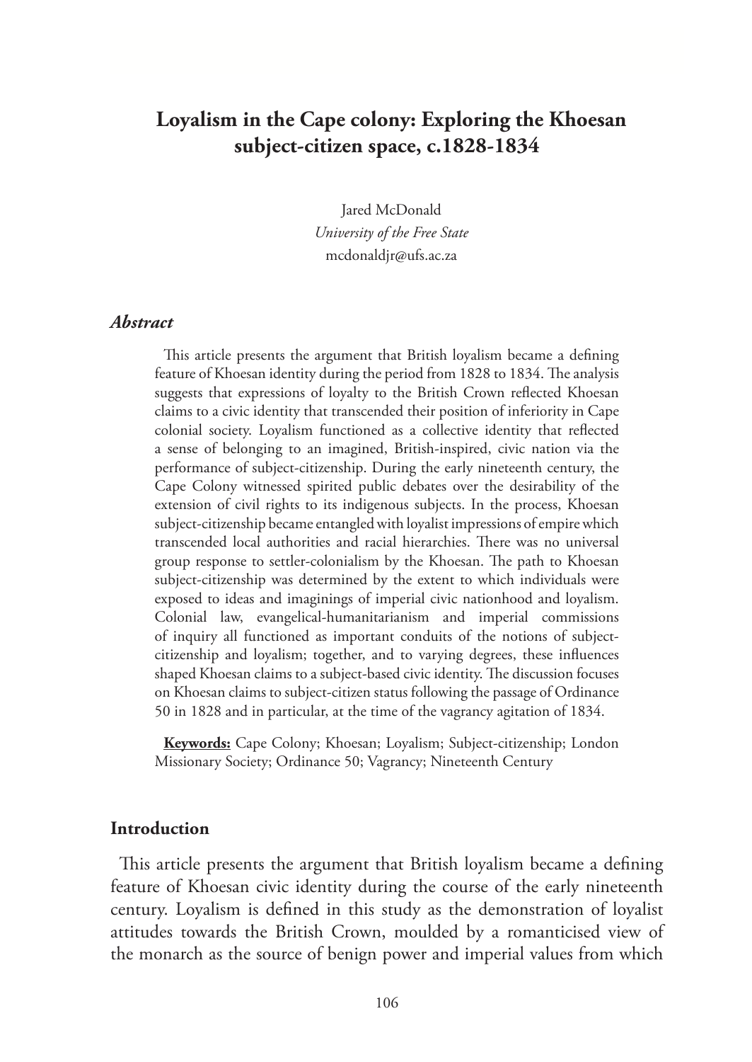# Loyalism in the Cape colony: Exploring the Khoesan subject-citizen space, c.1828-1834

Jared McDonald  
*University of the Free State*  
mcdonaldjr@ufs.ac.za

## *Abstract*

This article presents the argument that British loyalism became a defining feature of Khoesan identity during the period from 1828 to 1834. The analysis suggests that expressions of loyalty to the British Crown reflected Khoesan claims to a civic identity that transcended their position of inferiority in Cape colonial society. Loyalism functioned as a collective identity that reflected a sense of belonging to an imagined, British-inspired, civic nation via the performance of subject-citizenship. During the early nineteenth century, the Cape Colony witnessed spirited public debates over the desirability of the extension of civil rights to its indigenous subjects. In the process, Khoesan subject-citizenship became entangled with loyalist impressions of empire which transcended local authorities and racial hierarchies. There was no universal group response to settler-colonialism by the Khoesan. The path to Khoesan subject-citizenship was determined by the extent to which individuals were exposed to ideas and imaginings of imperial civic nationhood and loyalism. Colonial law, evangelical-humanitarianism and imperial commissions of inquiry all functioned as important conduits of the notions of subject-citizenship and loyalism; together, and to varying degrees, these influences shaped Khoesan claims to a subject-based civic identity. The discussion focuses on Khoesan claims to subject-citizen status following the passage of Ordinance 50 in 1828 and in particular, at the time of the vagrancy agitation of 1834.

**Keywords:** Cape Colony; Khoesan; Loyalism; Subject-citizenship; London Missionary Society; Ordinance 50; Vagrancy; Nineteenth Century

## Introduction

This article presents the argument that British loyalism became a defining feature of Khoesan civic identity during the course of the early nineteenth century. Loyalism is defined in this study as the demonstration of loyalist attitudes towards the British Crown, moulded by a romanticised view of the monarch as the source of benign power and imperial values from which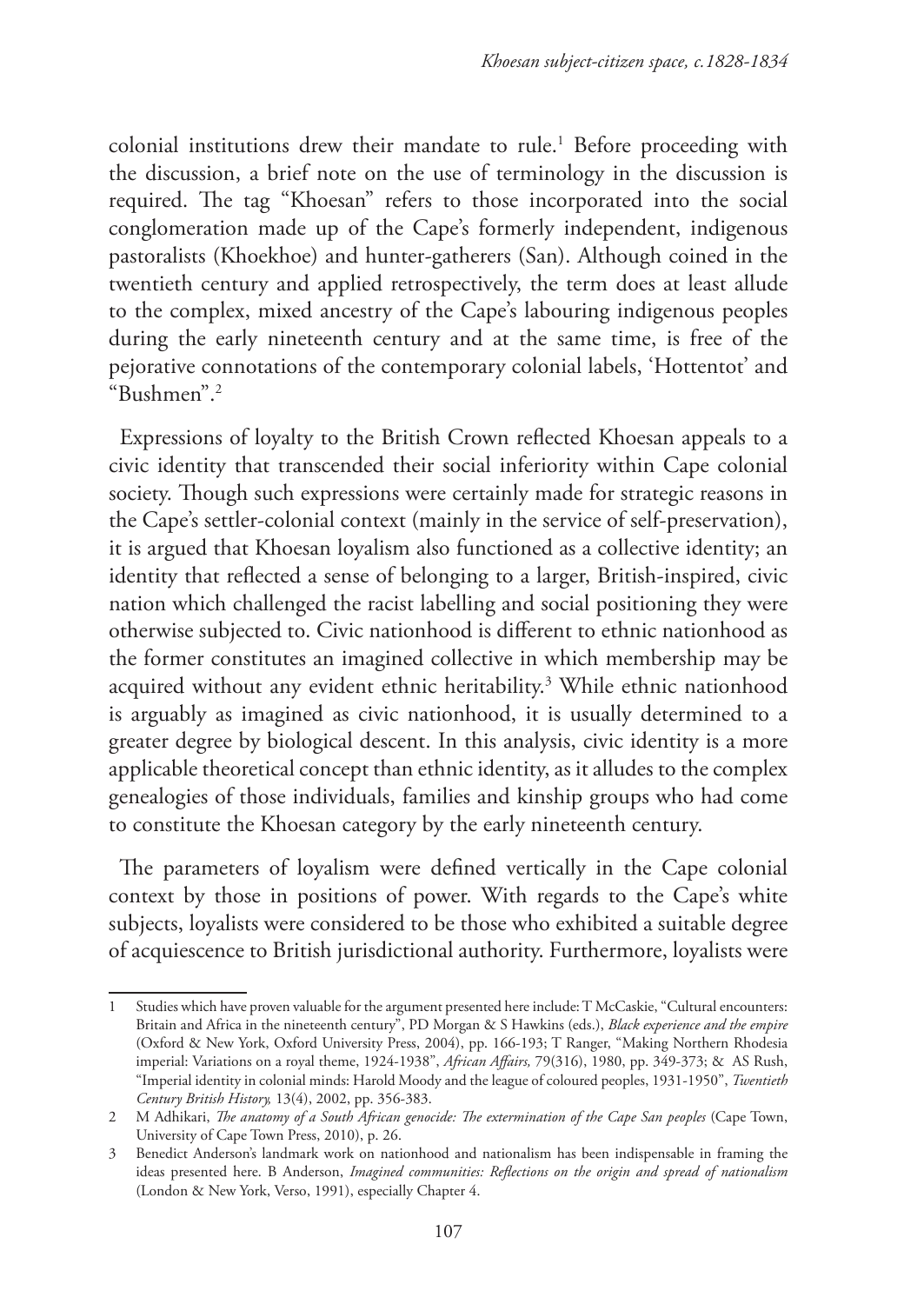colonial institutions drew their mandate to rule.[1] Before proceeding with the discussion, a brief note on the use of terminology in the discussion is required. The tag "Khoesan" refers to those incorporated into the social conglomeration made up of the Cape's formerly independent, indigenous pastoralists (Khoekhoe) and hunter-gatherers (San). Although coined in the twentieth century and applied retrospectively, the term does at least allude to the complex, mixed ancestry of the Cape's labouring indigenous peoples during the early nineteenth century and at the same time, is free of the pejorative connotations of the contemporary colonial labels, 'Hottentot' and "Bushmen".[2]

Expressions of loyalty to the British Crown reflected Khoesan appeals to a civic identity that transcended their social inferiority within Cape colonial society. Though such expressions were certainly made for strategic reasons in the Cape's settler-colonial context (mainly in the service of self-preservation), it is argued that Khoesan loyalism also functioned as a collective identity; an identity that reflected a sense of belonging to a larger, British-inspired, civic nation which challenged the racist labelling and social positioning they were otherwise subjected to. Civic nationhood is different to ethnic nationhood as the former constitutes an imagined collective in which membership may be acquired without any evident ethnic heritability.[3] While ethnic nationhood is arguably as imagined as civic nationhood, it is usually determined to a greater degree by biological descent. In this analysis, civic identity is a more applicable theoretical concept than ethnic identity, as it alludes to the complex genealogies of those individuals, families and kinship groups who had come to constitute the Khoesan category by the early nineteenth century.

The parameters of loyalism were defined vertically in the Cape colonial context by those in positions of power. With regards to the Cape's white subjects, loyalists were considered to be those who exhibited a suitable degree of acquiescence to British jurisdictional authority. Furthermore, loyalists were

---

1 Studies which have proven valuable for the argument presented here include: T McCaskie, "Cultural encounters: Britain and Africa in the nineteenth century", PD Morgan & S Hawkins (eds.), *Black experience and the empire* (Oxford & New York, Oxford University Press, 2004), pp. 166-193; T Ranger, "Making Northern Rhodesia imperial: Variations on a royal theme, 1924-1938", *African Affairs,* 79(316), 1980, pp. 349-373; & AS Rush, "Imperial identity in colonial minds: Harold Moody and the league of coloured peoples, 1931-1950", *Twentieth Century British History,* 13(4), 2002, pp. 356-383.

2 M Adhikari, *The anatomy of a South African genocide: The extermination of the Cape San peoples* (Cape Town, University of Cape Town Press, 2010), p. 26.

3 Benedict Anderson's landmark work on nationhood and nationalism has been indispensable in framing the ideas presented here. B Anderson, *Imagined communities: Reflections on the origin and spread of nationalism* (London & New York, Verso, 1991), especially Chapter 4.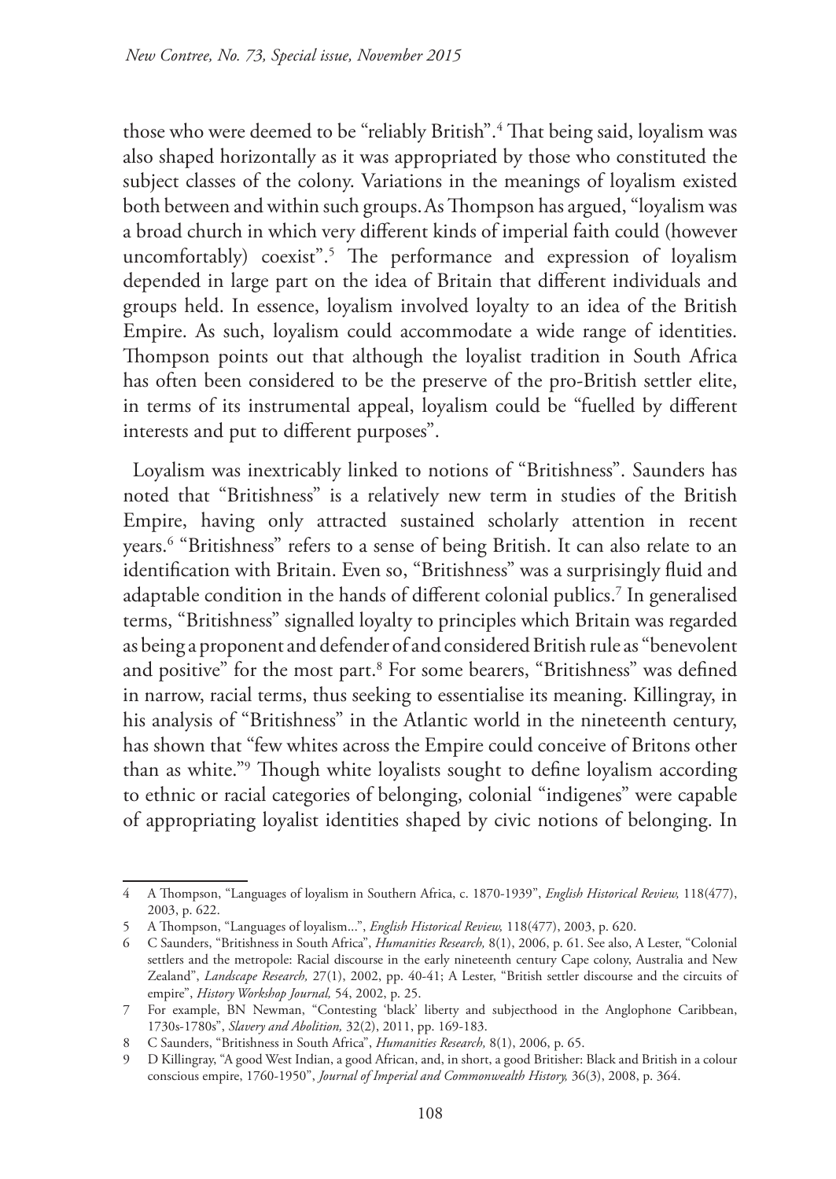those who were deemed to be "reliably British".[4] That being said, loyalism was also shaped horizontally as it was appropriated by those who constituted the subject classes of the colony. Variations in the meanings of loyalism existed both between and within such groups. As Thompson has argued, "loyalism was a broad church in which very different kinds of imperial faith could (however uncomfortably) coexist".[5] The performance and expression of loyalism depended in large part on the idea of Britain that different individuals and groups held. In essence, loyalism involved loyalty to an idea of the British Empire. As such, loyalism could accommodate a wide range of identities. Thompson points out that although the loyalist tradition in South Africa has often been considered to be the preserve of the pro-British settler elite, in terms of its instrumental appeal, loyalism could be "fuelled by different interests and put to different purposes".

Loyalism was inextricably linked to notions of "Britishness". Saunders has noted that "Britishness" is a relatively new term in studies of the British Empire, having only attracted sustained scholarly attention in recent years.[6] "Britishness" refers to a sense of being British. It can also relate to an identification with Britain. Even so, "Britishness" was a surprisingly fluid and adaptable condition in the hands of different colonial publics.[7] In generalised terms, "Britishness" signalled loyalty to principles which Britain was regarded as being a proponent and defender of and considered British rule as "benevolent and positive" for the most part.[8] For some bearers, "Britishness" was defined in narrow, racial terms, thus seeking to essentialise its meaning. Killingray, in his analysis of "Britishness" in the Atlantic world in the nineteenth century, has shown that "few whites across the Empire could conceive of Britons other than as white."[9] Though white loyalists sought to define loyalism according to ethnic or racial categories of belonging, colonial "indigenes" were capable of appropriating loyalist identities shaped by civic notions of belonging. In

---

4 A Thompson, "Languages of loyalism in Southern Africa, c. 1870-1939", *English Historical Review,* 118(477), 2003, p. 622.

5 A Thompson, "Languages of loyalism...", *English Historical Review,* 118(477), 2003, p. 620.

6 C Saunders, "Britishness in South Africa", *Humanities Research,* 8(1), 2006, p. 61. See also, A Lester, "Colonial settlers and the metropole: Racial discourse in the early nineteenth century Cape colony, Australia and New Zealand", *Landscape Research,* 27(1), 2002, pp. 40-41; A Lester, "British settler discourse and the circuits of empire", *History Workshop Journal,* 54, 2002, p. 25.

7 For example, BN Newman, "Contesting 'black' liberty and subjecthood in the Anglophone Caribbean, 1730s-1780s", *Slavery and Abolition,* 32(2), 2011, pp. 169-183.

8 C Saunders, "Britishness in South Africa", *Humanities Research,* 8(1), 2006, p. 65.

9 D Killingray, "A good West Indian, a good African, and, in short, a good Britisher: Black and British in a colour conscious empire, 1760-1950", *Journal of Imperial and Commonwealth History,* 36(3), 2008, p. 364.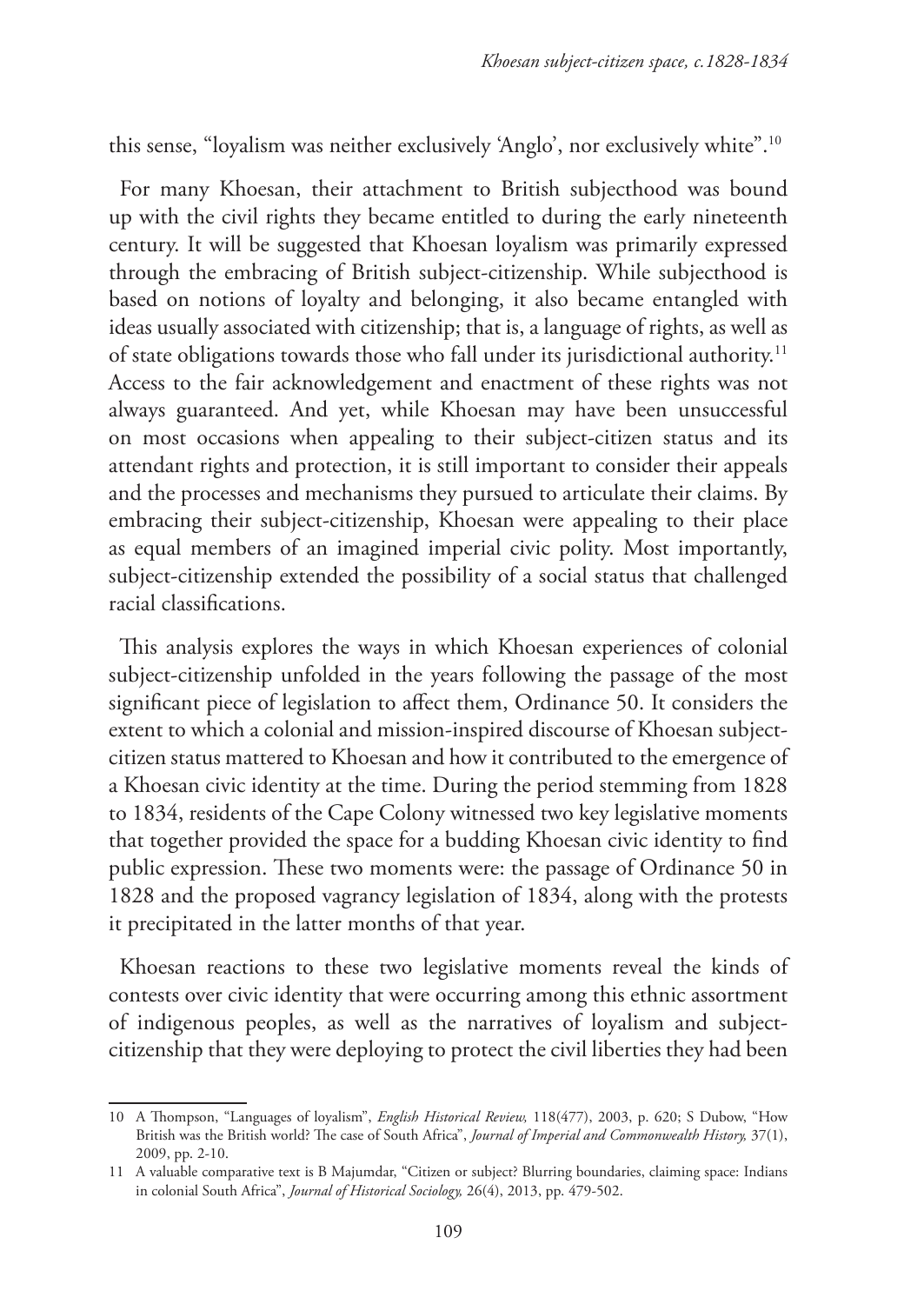this sense, "loyalism was neither exclusively 'Anglo', nor exclusively white".[10]

For many Khoesan, their attachment to British subjecthood was bound up with the civil rights they became entitled to during the early nineteenth century. It will be suggested that Khoesan loyalism was primarily expressed through the embracing of British subject-citizenship. While subjecthood is based on notions of loyalty and belonging, it also became entangled with ideas usually associated with citizenship; that is, a language of rights, as well as of state obligations towards those who fall under its jurisdictional authority.[11] Access to the fair acknowledgement and enactment of these rights was not always guaranteed. And yet, while Khoesan may have been unsuccessful on most occasions when appealing to their subject-citizen status and its attendant rights and protection, it is still important to consider their appeals and the processes and mechanisms they pursued to articulate their claims. By embracing their subject-citizenship, Khoesan were appealing to their place as equal members of an imagined imperial civic polity. Most importantly, subject-citizenship extended the possibility of a social status that challenged racial classifications.

This analysis explores the ways in which Khoesan experiences of colonial subject-citizenship unfolded in the years following the passage of the most significant piece of legislation to affect them, Ordinance 50. It considers the extent to which a colonial and mission-inspired discourse of Khoesan subject-citizen status mattered to Khoesan and how it contributed to the emergence of a Khoesan civic identity at the time. During the period stemming from 1828 to 1834, residents of the Cape Colony witnessed two key legislative moments that together provided the space for a budding Khoesan civic identity to find public expression. These two moments were: the passage of Ordinance 50 in 1828 and the proposed vagrancy legislation of 1834, along with the protests it precipitated in the latter months of that year.

Khoesan reactions to these two legislative moments reveal the kinds of contests over civic identity that were occurring among this ethnic assortment of indigenous peoples, as well as the narratives of loyalism and subject-citizenship that they were deploying to protect the civil liberties they had been

---

10 A Thompson, "Languages of loyalism", *English Historical Review,* 118(477), 2003, p. 620; S Dubow, "How British was the British world? The case of South Africa", *Journal of Imperial and Commonwealth History,* 37(1), 2009, pp. 2-10.

11 A valuable comparative text is B Majumdar, "Citizen or subject? Blurring boundaries, claiming space: Indians in colonial South Africa", *Journal of Historical Sociology,* 26(4), 2013, pp. 479-502.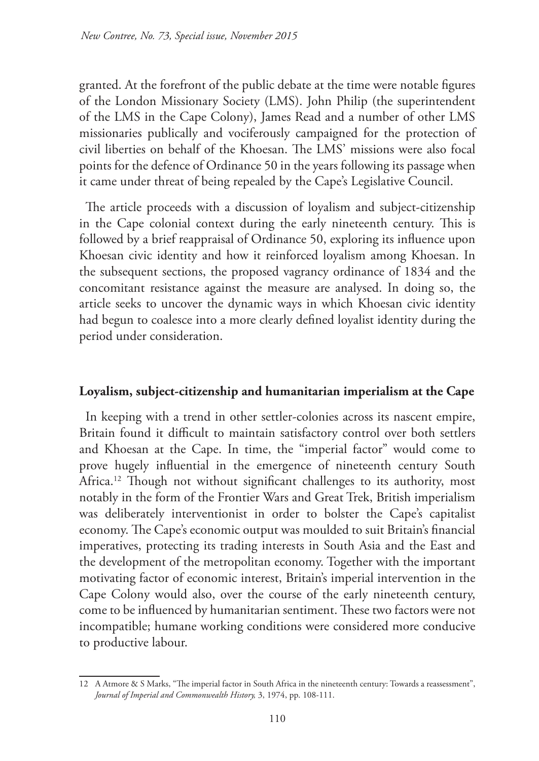granted. At the forefront of the public debate at the time were notable figures of the London Missionary Society (LMS). John Philip (the superintendent of the LMS in the Cape Colony), James Read and a number of other LMS missionaries publically and vociferously campaigned for the protection of civil liberties on behalf of the Khoesan. The LMS' missions were also focal points for the defence of Ordinance 50 in the years following its passage when it came under threat of being repealed by the Cape's Legislative Council.

The article proceeds with a discussion of loyalism and subject-citizenship in the Cape colonial context during the early nineteenth century. This is followed by a brief reappraisal of Ordinance 50, exploring its influence upon Khoesan civic identity and how it reinforced loyalism among Khoesan. In the subsequent sections, the proposed vagrancy ordinance of 1834 and the concomitant resistance against the measure are analysed. In doing so, the article seeks to uncover the dynamic ways in which Khoesan civic identity had begun to coalesce into a more clearly defined loyalist identity during the period under consideration.

## Loyalism, subject-citizenship and humanitarian imperialism at the Cape

In keeping with a trend in other settler-colonies across its nascent empire, Britain found it difficult to maintain satisfactory control over both settlers and Khoesan at the Cape. In time, the "imperial factor" would come to prove hugely influential in the emergence of nineteenth century South Africa.[12] Though not without significant challenges to its authority, most notably in the form of the Frontier Wars and Great Trek, British imperialism was deliberately interventionist in order to bolster the Cape's capitalist economy. The Cape's economic output was moulded to suit Britain's financial imperatives, protecting its trading interests in South Asia and the East and the development of the metropolitan economy. Together with the important motivating factor of economic interest, Britain's imperial intervention in the Cape Colony would also, over the course of the early nineteenth century, come to be influenced by humanitarian sentiment. These two factors were not incompatible; humane working conditions were considered more conducive to productive labour.

12 A Atmore & S Marks, "The imperial factor in South Africa in the nineteenth century: Towards a reassessment", *Journal of Imperial and Commonwealth History,* 3, 1974, pp. 108-111.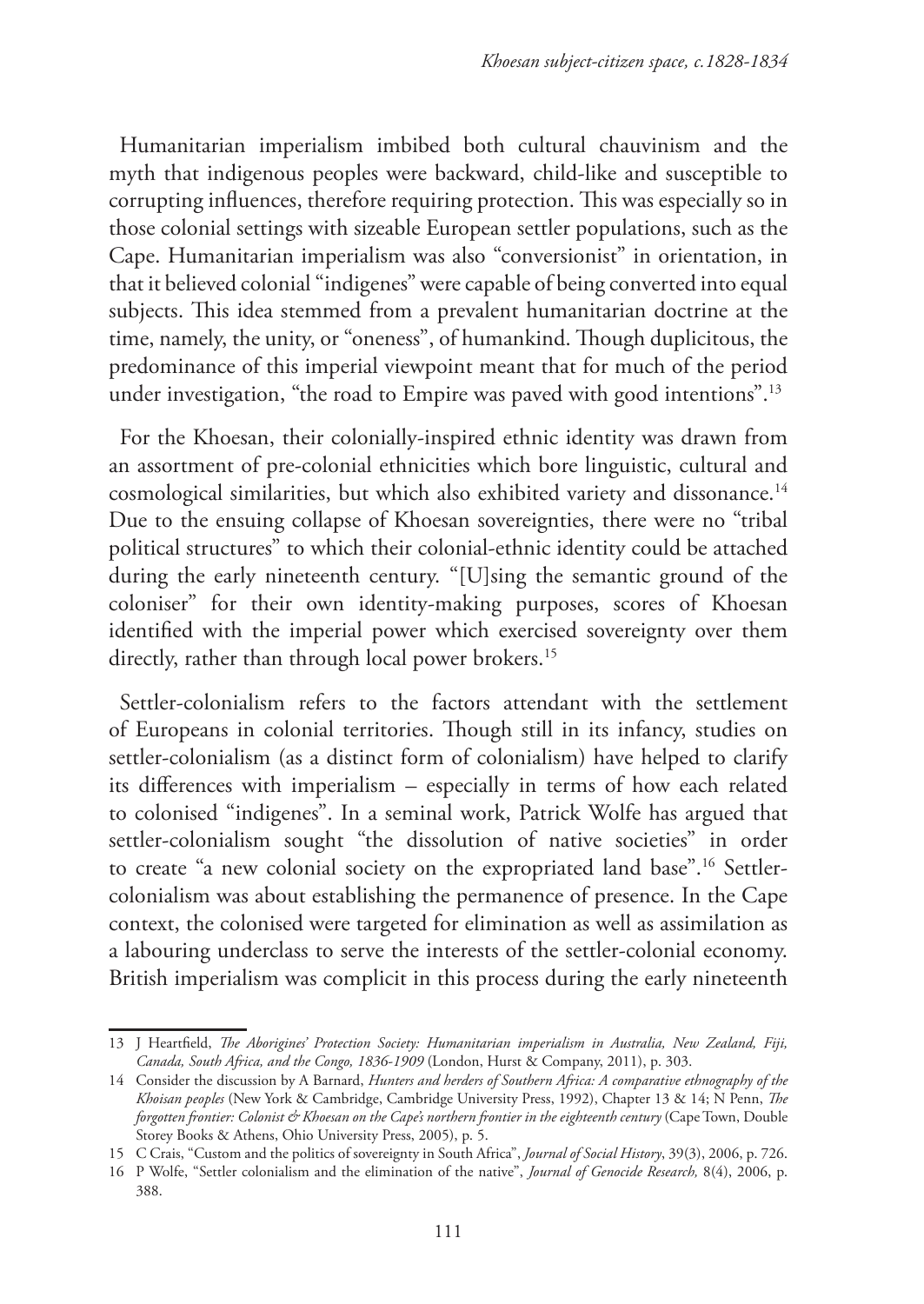Humanitarian imperialism imbibed both cultural chauvinism and the myth that indigenous peoples were backward, child-like and susceptible to corrupting influences, therefore requiring protection. This was especially so in those colonial settings with sizeable European settler populations, such as the Cape. Humanitarian imperialism was also "conversionist" in orientation, in that it believed colonial "indigenes" were capable of being converted into equal subjects. This idea stemmed from a prevalent humanitarian doctrine at the time, namely, the unity, or "oneness", of humankind. Though duplicitous, the predominance of this imperial viewpoint meant that for much of the period under investigation, "the road to Empire was paved with good intentions".[13]

For the Khoesan, their colonially-inspired ethnic identity was drawn from an assortment of pre-colonial ethnicities which bore linguistic, cultural and cosmological similarities, but which also exhibited variety and dissonance.[14] Due to the ensuing collapse of Khoesan sovereignties, there were no "tribal political structures" to which their colonial-ethnic identity could be attached during the early nineteenth century. "[U]sing the semantic ground of the coloniser" for their own identity-making purposes, scores of Khoesan identified with the imperial power which exercised sovereignty over them directly, rather than through local power brokers.[15]

Settler-colonialism refers to the factors attendant with the settlement of Europeans in colonial territories. Though still in its infancy, studies on settler-colonialism (as a distinct form of colonialism) have helped to clarify its differences with imperialism – especially in terms of how each related to colonised "indigenes". In a seminal work, Patrick Wolfe has argued that settler-colonialism sought "the dissolution of native societies" in order to create "a new colonial society on the expropriated land base".[16] Settler-colonialism was about establishing the permanence of presence. In the Cape context, the colonised were targeted for elimination as well as assimilation as a labouring underclass to serve the interests of the settler-colonial economy. British imperialism was complicit in this process during the early nineteenth

---

13 J Heartfield, *The Aborigines' Protection Society: Humanitarian imperialism in Australia, New Zealand, Fiji, Canada, South Africa, and the Congo, 1836-1909* (London, Hurst & Company, 2011), p. 303.

14 Consider the discussion by A Barnard, *Hunters and herders of Southern Africa: A comparative ethnography of the Khoisan peoples* (New York & Cambridge, Cambridge University Press, 1992), Chapter 13 & 14; N Penn, *The forgotten frontier: Colonist & Khoesan on the Cape's northern frontier in the eighteenth century* (Cape Town, Double Storey Books & Athens, Ohio University Press, 2005), p. 5.

15 C Crais, "Custom and the politics of sovereignty in South Africa", *Journal of Social History*, 39(3), 2006, p. 726.

16 P Wolfe, "Settler colonialism and the elimination of the native", *Journal of Genocide Research,* 8(4), 2006, p. 388.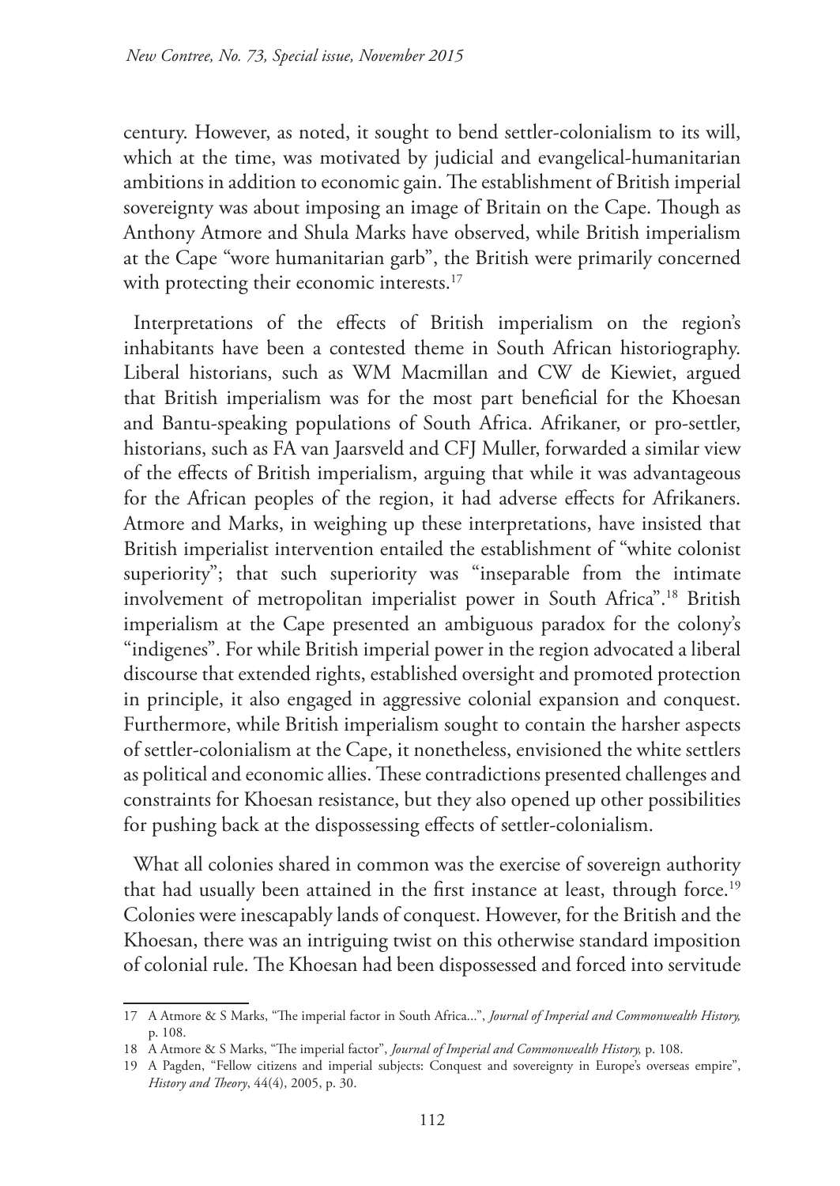century. However, as noted, it sought to bend settler-colonialism to its will, which at the time, was motivated by judicial and evangelical-humanitarian ambitions in addition to economic gain. The establishment of British imperial sovereignty was about imposing an image of Britain on the Cape. Though as Anthony Atmore and Shula Marks have observed, while British imperialism at the Cape "wore humanitarian garb", the British were primarily concerned with protecting their economic interests.[17]

Interpretations of the effects of British imperialism on the region's inhabitants have been a contested theme in South African historiography. Liberal historians, such as WM Macmillan and CW de Kiewiet, argued that British imperialism was for the most part beneficial for the Khoesan and Bantu-speaking populations of South Africa. Afrikaner, or pro-settler, historians, such as FA van Jaarsveld and CFJ Muller, forwarded a similar view of the effects of British imperialism, arguing that while it was advantageous for the African peoples of the region, it had adverse effects for Afrikaners. Atmore and Marks, in weighing up these interpretations, have insisted that British imperialist intervention entailed the establishment of "white colonist superiority"; that such superiority was "inseparable from the intimate involvement of metropolitan imperialist power in South Africa".[18] British imperialism at the Cape presented an ambiguous paradox for the colony's "indigenes". For while British imperial power in the region advocated a liberal discourse that extended rights, established oversight and promoted protection in principle, it also engaged in aggressive colonial expansion and conquest. Furthermore, while British imperialism sought to contain the harsher aspects of settler-colonialism at the Cape, it nonetheless, envisioned the white settlers as political and economic allies. These contradictions presented challenges and constraints for Khoesan resistance, but they also opened up other possibilities for pushing back at the dispossessing effects of settler-colonialism.

What all colonies shared in common was the exercise of sovereign authority that had usually been attained in the first instance at least, through force.[19] Colonies were inescapably lands of conquest. However, for the British and the Khoesan, there was an intriguing twist on this otherwise standard imposition of colonial rule. The Khoesan had been dispossessed and forced into servitude

---

17 A Atmore & S Marks, "The imperial factor in South Africa...", *Journal of Imperial and Commonwealth History,* p. 108.

18 A Atmore & S Marks, "The imperial factor", *Journal of Imperial and Commonwealth History,* p. 108.

19 A Pagden, "Fellow citizens and imperial subjects: Conquest and sovereignty in Europe's overseas empire", *History and Theory*, 44(4), 2005, p. 30.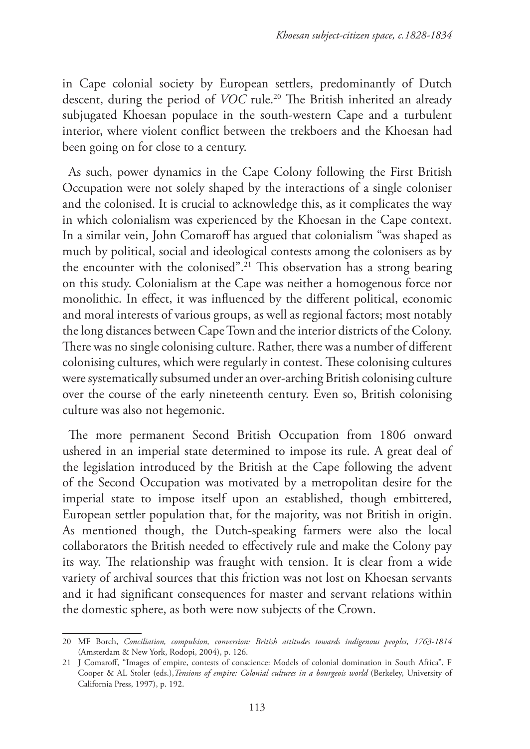in Cape colonial society by European settlers, predominantly of Dutch descent, during the period of *VOC* rule.[20] The British inherited an already subjugated Khoesan populace in the south-western Cape and a turbulent interior, where violent conflict between the trekboers and the Khoesan had been going on for close to a century.

As such, power dynamics in the Cape Colony following the First British Occupation were not solely shaped by the interactions of a single coloniser and the colonised. It is crucial to acknowledge this, as it complicates the way in which colonialism was experienced by the Khoesan in the Cape context. In a similar vein, John Comaroff has argued that colonialism "was shaped as much by political, social and ideological contests among the colonisers as by the encounter with the colonised".[21] This observation has a strong bearing on this study. Colonialism at the Cape was neither a homogenous force nor monolithic. In effect, it was influenced by the different political, economic and moral interests of various groups, as well as regional factors; most notably the long distances between Cape Town and the interior districts of the Colony. There was no single colonising culture. Rather, there was a number of different colonising cultures, which were regularly in contest. These colonising cultures were systematically subsumed under an over-arching British colonising culture over the course of the early nineteenth century. Even so, British colonising culture was also not hegemonic.

The more permanent Second British Occupation from 1806 onward ushered in an imperial state determined to impose its rule. A great deal of the legislation introduced by the British at the Cape following the advent of the Second Occupation was motivated by a metropolitan desire for the imperial state to impose itself upon an established, though embittered, European settler population that, for the majority, was not British in origin. As mentioned though, the Dutch-speaking farmers were also the local collaborators the British needed to effectively rule and make the Colony pay its way. The relationship was fraught with tension. It is clear from a wide variety of archival sources that this friction was not lost on Khoesan servants and it had significant consequences for master and servant relations within the domestic sphere, as both were now subjects of the Crown.

---

20 MF Borch, *Conciliation, compulsion, conversion: British attitudes towards indigenous peoples, 1763-1814* (Amsterdam & New York, Rodopi, 2004), p. 126.

21 J Comaroff, "Images of empire, contests of conscience: Models of colonial domination in South Africa", F Cooper & AL Stoler (eds.), *Tensions of empire: Colonial cultures in a bourgeois world* (Berkeley, University of California Press, 1997), p. 192.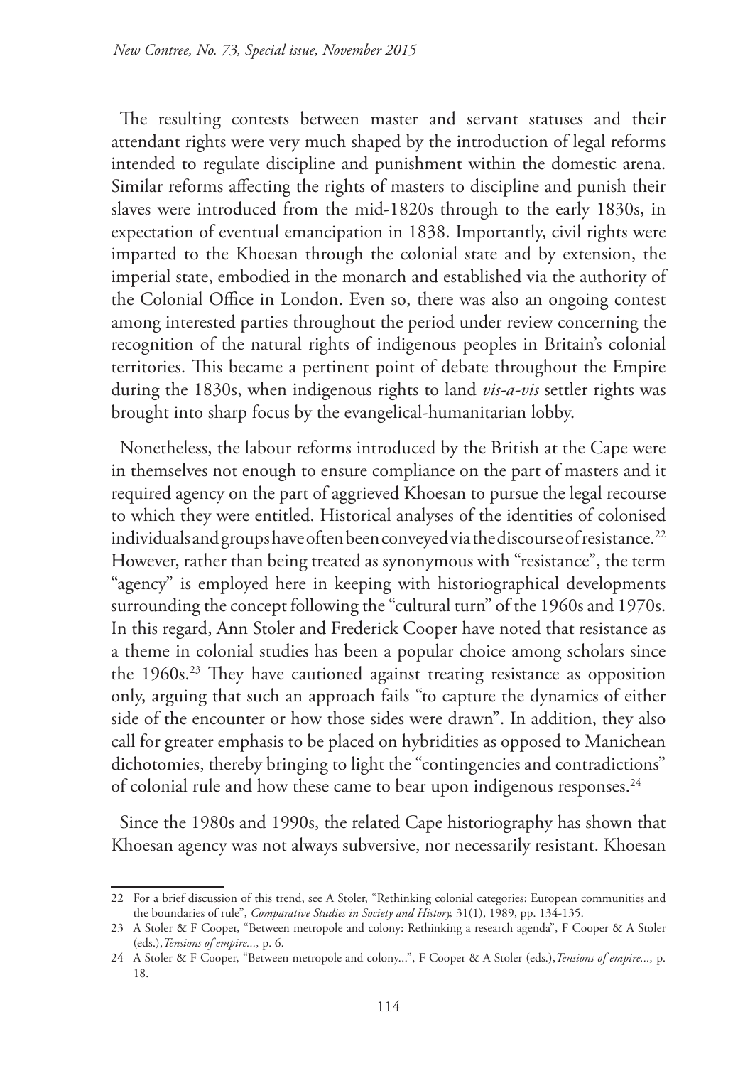The resulting contests between master and servant statuses and their attendant rights were very much shaped by the introduction of legal reforms intended to regulate discipline and punishment within the domestic arena. Similar reforms affecting the rights of masters to discipline and punish their slaves were introduced from the mid-1820s through to the early 1830s, in expectation of eventual emancipation in 1838. Importantly, civil rights were imparted to the Khoesan through the colonial state and by extension, the imperial state, embodied in the monarch and established via the authority of the Colonial Office in London. Even so, there was also an ongoing contest among interested parties throughout the period under review concerning the recognition of the natural rights of indigenous peoples in Britain's colonial territories. This became a pertinent point of debate throughout the Empire during the 1830s, when indigenous rights to land *vis-a-vis* settler rights was brought into sharp focus by the evangelical-humanitarian lobby.

Nonetheless, the labour reforms introduced by the British at the Cape were in themselves not enough to ensure compliance on the part of masters and it required agency on the part of aggrieved Khoesan to pursue the legal recourse to which they were entitled. Historical analyses of the identities of colonised individuals and groups have often been conveyed via the discourse of resistance.[22] However, rather than being treated as synonymous with "resistance", the term "agency" is employed here in keeping with historiographical developments surrounding the concept following the "cultural turn" of the 1960s and 1970s. In this regard, Ann Stoler and Frederick Cooper have noted that resistance as a theme in colonial studies has been a popular choice among scholars since the 1960s.[23] They have cautioned against treating resistance as opposition only, arguing that such an approach fails "to capture the dynamics of either side of the encounter or how those sides were drawn". In addition, they also call for greater emphasis to be placed on hybridities as opposed to Manichean dichotomies, thereby bringing to light the "contingencies and contradictions" of colonial rule and how these came to bear upon indigenous responses.[24]

Since the 1980s and 1990s, the related Cape historiography has shown that Khoesan agency was not always subversive, nor necessarily resistant. Khoesan

---

22 For a brief discussion of this trend, see A Stoler, "Rethinking colonial categories: European communities and the boundaries of rule", *Comparative Studies in Society and History,* 31(1), 1989, pp. 134-135.

23 A Stoler & F Cooper, "Between metropole and colony: Rethinking a research agenda", F Cooper & A Stoler (eds.), *Tensions of empire...,* p. 6.

24 A Stoler & F Cooper, "Between metropole and colony...", F Cooper & A Stoler (eds.), *Tensions of empire...,* p. 18.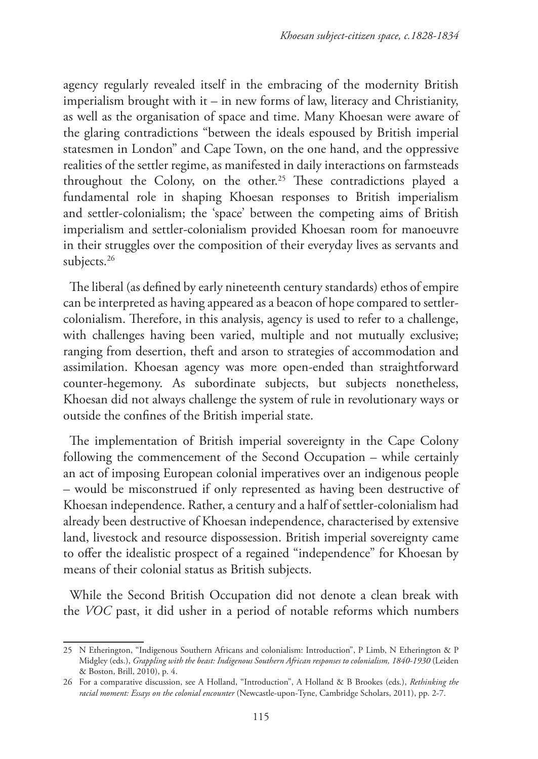agency regularly revealed itself in the embracing of the modernity British imperialism brought with it – in new forms of law, literacy and Christianity, as well as the organisation of space and time. Many Khoesan were aware of the glaring contradictions "between the ideals espoused by British imperial statesmen in London" and Cape Town, on the one hand, and the oppressive realities of the settler regime, as manifested in daily interactions on farmsteads throughout the Colony, on the other.[25] These contradictions played a fundamental role in shaping Khoesan responses to British imperialism and settler-colonialism; the 'space' between the competing aims of British imperialism and settler-colonialism provided Khoesan room for manoeuvre in their struggles over the composition of their everyday lives as servants and subjects.[26]

The liberal (as defined by early nineteenth century standards) ethos of empire can be interpreted as having appeared as a beacon of hope compared to settler-colonialism. Therefore, in this analysis, agency is used to refer to a challenge, with challenges having been varied, multiple and not mutually exclusive; ranging from desertion, theft and arson to strategies of accommodation and assimilation. Khoesan agency was more open-ended than straightforward counter-hegemony. As subordinate subjects, but subjects nonetheless, Khoesan did not always challenge the system of rule in revolutionary ways or outside the confines of the British imperial state.

The implementation of British imperial sovereignty in the Cape Colony following the commencement of the Second Occupation – while certainly an act of imposing European colonial imperatives over an indigenous people – would be misconstrued if only represented as having been destructive of Khoesan independence. Rather, a century and a half of settler-colonialism had already been destructive of Khoesan independence, characterised by extensive land, livestock and resource dispossession. British imperial sovereignty came to offer the idealistic prospect of a regained "independence" for Khoesan by means of their colonial status as British subjects.

While the Second British Occupation did not denote a clean break with the *VOC* past, it did usher in a period of notable reforms which numbers

---

25 N Etherington, "Indigenous Southern Africans and colonialism: Introduction", P Limb, N Etherington & P Midgley (eds.), *Grappling with the beast: Indigenous Southern African responses to colonialism, 1840-1930* (Leiden & Boston, Brill, 2010), p. 4.

26 For a comparative discussion, see A Holland, "Introduction", A Holland & B Brookes (eds.), *Rethinking the racial moment: Essays on the colonial encounter* (Newcastle-upon-Tyne, Cambridge Scholars, 2011), pp. 2-7.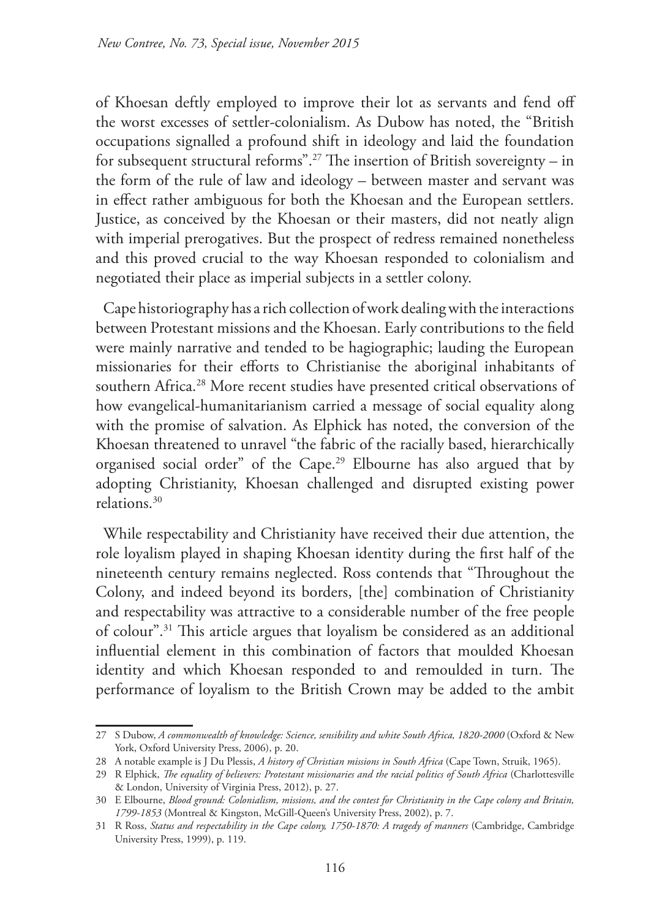of Khoesan deftly employed to improve their lot as servants and fend off the worst excesses of settler-colonialism. As Dubow has noted, the "British occupations signalled a profound shift in ideology and laid the foundation for subsequent structural reforms".[27] The insertion of British sovereignty – in the form of the rule of law and ideology – between master and servant was in effect rather ambiguous for both the Khoesan and the European settlers. Justice, as conceived by the Khoesan or their masters, did not neatly align with imperial prerogatives. But the prospect of redress remained nonetheless and this proved crucial to the way Khoesan responded to colonialism and negotiated their place as imperial subjects in a settler colony.

Cape historiography has a rich collection of work dealing with the interactions between Protestant missions and the Khoesan. Early contributions to the field were mainly narrative and tended to be hagiographic; lauding the European missionaries for their efforts to Christianise the aboriginal inhabitants of southern Africa.[28] More recent studies have presented critical observations of how evangelical-humanitarianism carried a message of social equality along with the promise of salvation. As Elphick has noted, the conversion of the Khoesan threatened to unravel "the fabric of the racially based, hierarchically organised social order" of the Cape.[29] Elbourne has also argued that by adopting Christianity, Khoesan challenged and disrupted existing power relations.[30]

While respectability and Christianity have received their due attention, the role loyalism played in shaping Khoesan identity during the first half of the nineteenth century remains neglected. Ross contends that "Throughout the Colony, and indeed beyond its borders, [the] combination of Christianity and respectability was attractive to a considerable number of the free people of colour".[31] This article argues that loyalism be considered as an additional influential element in this combination of factors that moulded Khoesan identity and which Khoesan responded to and remoulded in turn. The performance of loyalism to the British Crown may be added to the ambit

---

27 S Dubow, *A commonwealth of knowledge: Science, sensibility and white South Africa, 1820-2000* (Oxford & New York, Oxford University Press, 2006), p. 20.

28 A notable example is J Du Plessis, *A history of Christian missions in South Africa* (Cape Town, Struik, 1965).

29 R Elphick, *The equality of believers: Protestant missionaries and the racial politics of South Africa* (Charlottesville & London, University of Virginia Press, 2012), p. 27.

30 E Elbourne, *Blood ground: Colonialism, missions, and the contest for Christianity in the Cape colony and Britain, 1799-1853* (Montreal & Kingston, McGill-Queen's University Press, 2002), p. 7.

31 R Ross, *Status and respectability in the Cape colony, 1750-1870: A tragedy of manners* (Cambridge, Cambridge University Press, 1999), p. 119.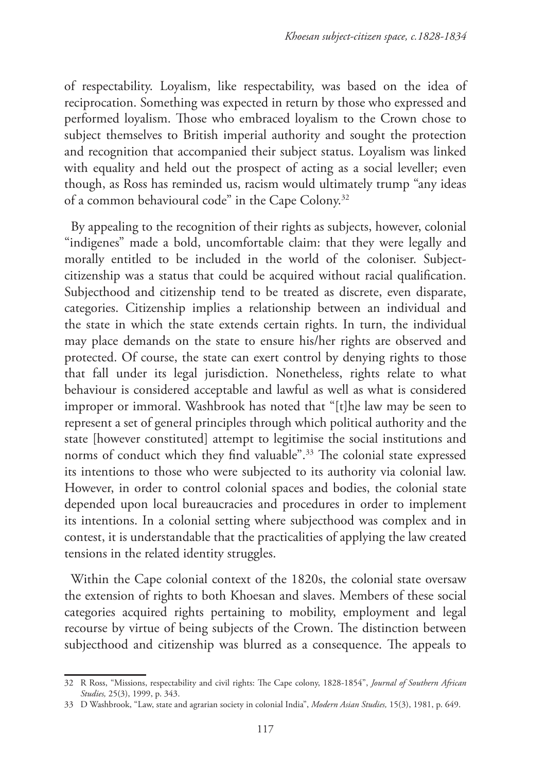of respectability. Loyalism, like respectability, was based on the idea of reciprocation. Something was expected in return by those who expressed and performed loyalism. Those who embraced loyalism to the Crown chose to subject themselves to British imperial authority and sought the protection and recognition that accompanied their subject status. Loyalism was linked with equality and held out the prospect of acting as a social leveller; even though, as Ross has reminded us, racism would ultimately trump "any ideas of a common behavioural code" in the Cape Colony.[32]

By appealing to the recognition of their rights as subjects, however, colonial "indigenes" made a bold, uncomfortable claim: that they were legally and morally entitled to be included in the world of the coloniser. Subject-citizenship was a status that could be acquired without racial qualification. Subjecthood and citizenship tend to be treated as discrete, even disparate, categories. Citizenship implies a relationship between an individual and the state in which the state extends certain rights. In turn, the individual may place demands on the state to ensure his/her rights are observed and protected. Of course, the state can exert control by denying rights to those that fall under its legal jurisdiction. Nonetheless, rights relate to what behaviour is considered acceptable and lawful as well as what is considered improper or immoral. Washbrook has noted that "[t]he law may be seen to represent a set of general principles through which political authority and the state [however constituted] attempt to legitimise the social institutions and norms of conduct which they find valuable".[33] The colonial state expressed its intentions to those who were subjected to its authority via colonial law. However, in order to control colonial spaces and bodies, the colonial state depended upon local bureaucracies and procedures in order to implement its intentions. In a colonial setting where subjecthood was complex and in contest, it is understandable that the practicalities of applying the law created tensions in the related identity struggles.

Within the Cape colonial context of the 1820s, the colonial state oversaw the extension of rights to both Khoesan and slaves. Members of these social categories acquired rights pertaining to mobility, employment and legal recourse by virtue of being subjects of the Crown. The distinction between subjecthood and citizenship was blurred as a consequence. The appeals to

---

32 R Ross, "Missions, respectability and civil rights: The Cape colony, 1828-1854", *Journal of Southern African Studies,* 25(3), 1999, p. 343.

33 D Washbrook, "Law, state and agrarian society in colonial India", *Modern Asian Studies,* 15(3), 1981, p. 649.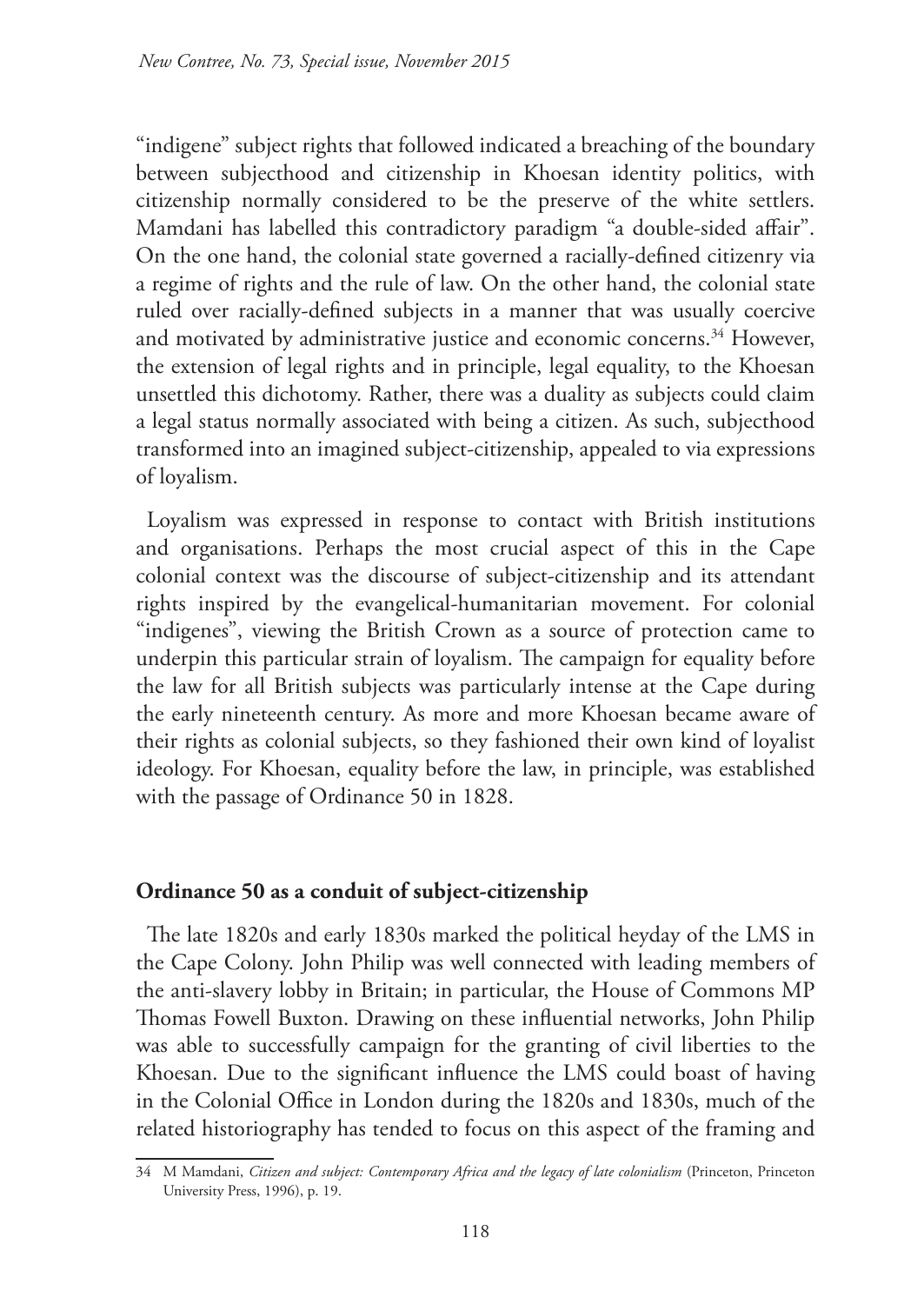"indigene" subject rights that followed indicated a breaching of the boundary between subjecthood and citizenship in Khoesan identity politics, with citizenship normally considered to be the preserve of the white settlers. Mamdani has labelled this contradictory paradigm "a double-sided affair". On the one hand, the colonial state governed a racially-defined citizenry via a regime of rights and the rule of law. On the other hand, the colonial state ruled over racially-defined subjects in a manner that was usually coercive and motivated by administrative justice and economic concerns.[34] However, the extension of legal rights and in principle, legal equality, to the Khoesan unsettled this dichotomy. Rather, there was a duality as subjects could claim a legal status normally associated with being a citizen. As such, subjecthood transformed into an imagined subject-citizenship, appealed to via expressions of loyalism.

Loyalism was expressed in response to contact with British institutions and organisations. Perhaps the most crucial aspect of this in the Cape colonial context was the discourse of subject-citizenship and its attendant rights inspired by the evangelical-humanitarian movement. For colonial "indigenes", viewing the British Crown as a source of protection came to underpin this particular strain of loyalism. The campaign for equality before the law for all British subjects was particularly intense at the Cape during the early nineteenth century. As more and more Khoesan became aware of their rights as colonial subjects, so they fashioned their own kind of loyalist ideology. For Khoesan, equality before the law, in principle, was established with the passage of Ordinance 50 in 1828.

## Ordinance 50 as a conduit of subject-citizenship

The late 1820s and early 1830s marked the political heyday of the LMS in the Cape Colony. John Philip was well connected with leading members of the anti-slavery lobby in Britain; in particular, the House of Commons MP Thomas Fowell Buxton. Drawing on these influential networks, John Philip was able to successfully campaign for the granting of civil liberties to the Khoesan. Due to the significant influence the LMS could boast of having in the Colonial Office in London during the 1820s and 1830s, much of the related historiography has tended to focus on this aspect of the framing and

34 M Mamdani, *Citizen and subject: Contemporary Africa and the legacy of late colonialism* (Princeton, Princeton University Press, 1996), p. 19.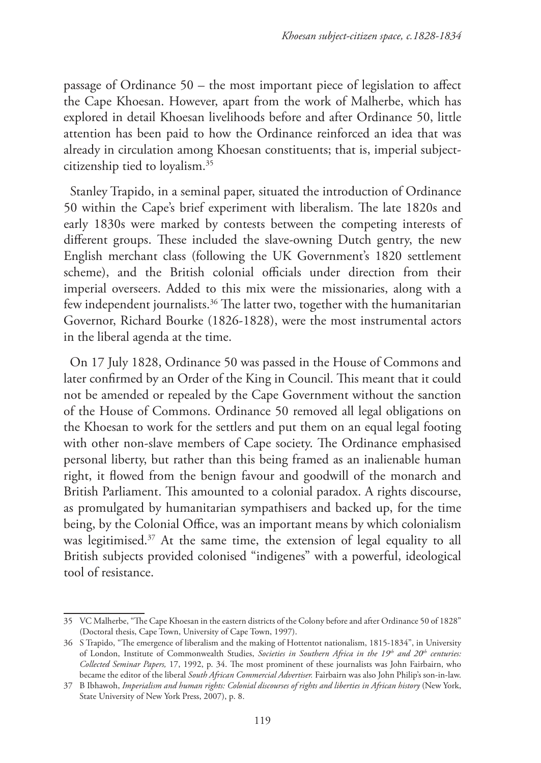passage of Ordinance 50 – the most important piece of legislation to affect the Cape Khoesan. However, apart from the work of Malherbe, which has explored in detail Khoesan livelihoods before and after Ordinance 50, little attention has been paid to how the Ordinance reinforced an idea that was already in circulation among Khoesan constituents; that is, imperial subject-citizenship tied to loyalism.[35]

Stanley Trapido, in a seminal paper, situated the introduction of Ordinance 50 within the Cape's brief experiment with liberalism. The late 1820s and early 1830s were marked by contests between the competing interests of different groups. These included the slave-owning Dutch gentry, the new English merchant class (following the UK Government's 1820 settlement scheme), and the British colonial officials under direction from their imperial overseers. Added to this mix were the missionaries, along with a few independent journalists.[36] The latter two, together with the humanitarian Governor, Richard Bourke (1826-1828), were the most instrumental actors in the liberal agenda at the time.

On 17 July 1828, Ordinance 50 was passed in the House of Commons and later confirmed by an Order of the King in Council. This meant that it could not be amended or repealed by the Cape Government without the sanction of the House of Commons. Ordinance 50 removed all legal obligations on the Khoesan to work for the settlers and put them on an equal legal footing with other non-slave members of Cape society. The Ordinance emphasised personal liberty, but rather than this being framed as an inalienable human right, it flowed from the benign favour and goodwill of the monarch and British Parliament. This amounted to a colonial paradox. A rights discourse, as promulgated by humanitarian sympathisers and backed up, for the time being, by the Colonial Office, was an important means by which colonialism was legitimised.[37] At the same time, the extension of legal equality to all British subjects provided colonised "indigenes" with a powerful, ideological tool of resistance.

---

35 VC Malherbe, "The Cape Khoesan in the eastern districts of the Colony before and after Ordinance 50 of 1828" (Doctoral thesis, Cape Town, University of Cape Town, 1997).

36 S Trapido, "The emergence of liberalism and the making of Hottentot nationalism, 1815-1834", in University of London, Institute of Commonwealth Studies, *Societies in Southern Africa in the 19th and 20th centuries: Collected Seminar Papers,* 17, 1992, p. 34. The most prominent of these journalists was John Fairbairn, who became the editor of the liberal *South African Commercial Advertiser.* Fairbairn was also John Philip's son-in-law.

37 B Ibhawoh, *Imperialism and human rights: Colonial discourses of rights and liberties in African history* (New York, State University of New York Press, 2007), p. 8.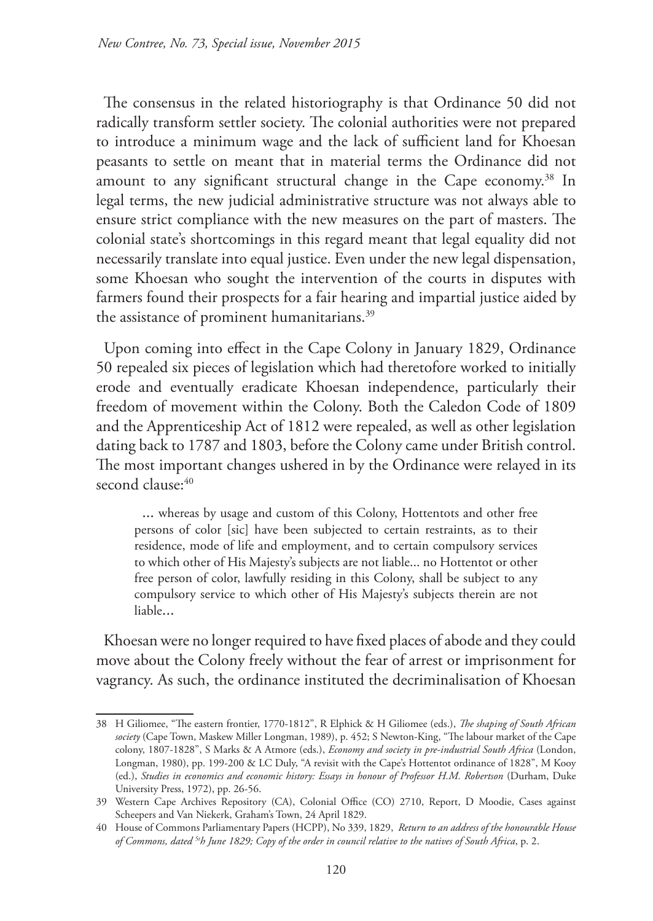The consensus in the related historiography is that Ordinance 50 did not radically transform settler society. The colonial authorities were not prepared to introduce a minimum wage and the lack of sufficient land for Khoesan peasants to settle on meant that in material terms the Ordinance did not amount to any significant structural change in the Cape economy.[38] In legal terms, the new judicial administrative structure was not always able to ensure strict compliance with the new measures on the part of masters. The colonial state's shortcomings in this regard meant that legal equality did not necessarily translate into equal justice. Even under the new legal dispensation, some Khoesan who sought the intervention of the courts in disputes with farmers found their prospects for a fair hearing and impartial justice aided by the assistance of prominent humanitarians.[39]

Upon coming into effect in the Cape Colony in January 1829, Ordinance 50 repealed six pieces of legislation which had theretofore worked to initially erode and eventually eradicate Khoesan independence, particularly their freedom of movement within the Colony. Both the Caledon Code of 1809 and the Apprenticeship Act of 1812 were repealed, as well as other legislation dating back to 1787 and 1803, before the Colony came under British control. The most important changes ushered in by the Ordinance were relayed in its second clause:[40]

> ... whereas by usage and custom of this Colony, Hottentots and other free persons of color [sic] have been subjected to certain restraints, as to their residence, mode of life and employment, and to certain compulsory services to which other of His Majesty's subjects are not liable... no Hottentot or other free person of color, lawfully residing in this Colony, shall be subject to any compulsory service to which other of His Majesty's subjects therein are not liable...

Khoesan were no longer required to have fixed places of abode and they could move about the Colony freely without the fear of arrest or imprisonment for vagrancy. As such, the ordinance instituted the decriminalisation of Khoesan

---

38 H Giliomee, "The eastern frontier, 1770-1812", R Elphick & H Giliomee (eds.), *The shaping of South African society* (Cape Town, Maskew Miller Longman, 1989), p. 452; S Newton-King, "The labour market of the Cape colony, 1807-1828", S Marks & A Atmore (eds.), *Economy and society in pre-industrial South Africa* (London, Longman, 1980), pp. 199-200 & LC Duly, "A revisit with the Cape's Hottentot ordinance of 1828", M Kooy (ed.), *Studies in economics and economic history: Essays in honour of Professor H.M. Robertson* (Durham, Duke University Press, 1972), pp. 26-56.

39 Western Cape Archives Repository (CA), Colonial Office (CO) 2710, Report, D Moodie, Cases against Scheepers and Van Niekerk, Graham's Town, 24 April 1829.

40 House of Commons Parliamentary Papers (HCPP), No 339, 1829, *Return to an address of the honourable House of Commons, dated 5th June 1829; Copy of the order in council relative to the natives of South Africa*, p. 2.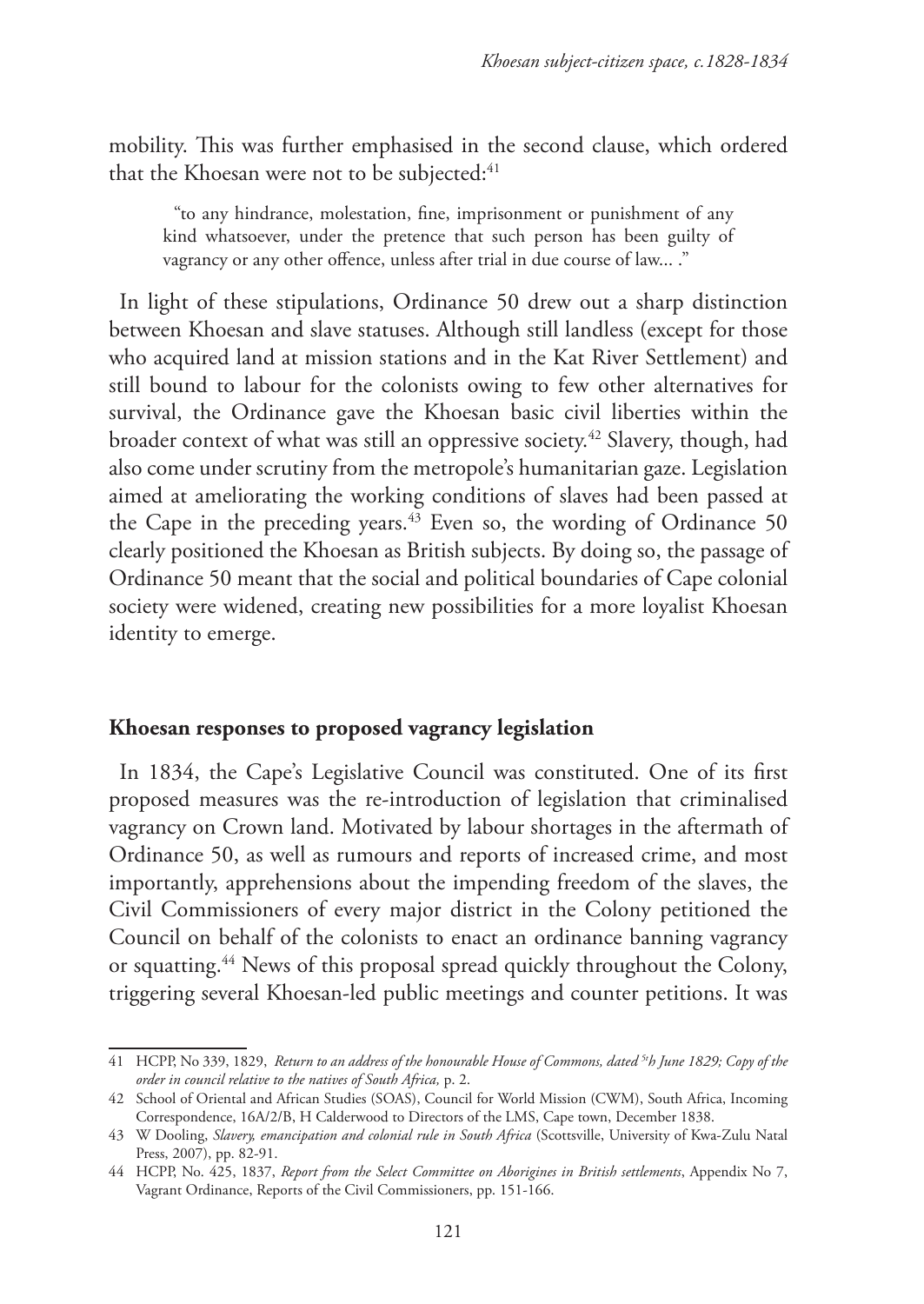mobility. This was further emphasised in the second clause, which ordered that the Khoesan were not to be subjected:[41]

> "to any hindrance, molestation, fine, imprisonment or punishment of any kind whatsoever, under the pretence that such person has been guilty of vagrancy or any other offence, unless after trial in due course of law... ."

In light of these stipulations, Ordinance 50 drew out a sharp distinction between Khoesan and slave statuses. Although still landless (except for those who acquired land at mission stations and in the Kat River Settlement) and still bound to labour for the colonists owing to few other alternatives for survival, the Ordinance gave the Khoesan basic civil liberties within the broader context of what was still an oppressive society.[42] Slavery, though, had also come under scrutiny from the metropole's humanitarian gaze. Legislation aimed at ameliorating the working conditions of slaves had been passed at the Cape in the preceding years.[43] Even so, the wording of Ordinance 50 clearly positioned the Khoesan as British subjects. By doing so, the passage of Ordinance 50 meant that the social and political boundaries of Cape colonial society were widened, creating new possibilities for a more loyalist Khoesan identity to emerge.

## Khoesan responses to proposed vagrancy legislation

In 1834, the Cape's Legislative Council was constituted. One of its first proposed measures was the re-introduction of legislation that criminalised vagrancy on Crown land. Motivated by labour shortages in the aftermath of Ordinance 50, as well as rumours and reports of increased crime, and most importantly, apprehensions about the impending freedom of the slaves, the Civil Commissioners of every major district in the Colony petitioned the Council on behalf of the colonists to enact an ordinance banning vagrancy or squatting.[44] News of this proposal spread quickly throughout the Colony, triggering several Khoesan-led public meetings and counter petitions. It was

---

41 HCPP, No 339, 1829, *Return to an address of the honourable House of Commons, dated 5th June 1829; Copy of the order in council relative to the natives of South Africa,* p. 2.

42 School of Oriental and African Studies (SOAS), Council for World Mission (CWM), South Africa, Incoming Correspondence, 16A/2/B, H Calderwood to Directors of the LMS, Cape town, December 1838.

43 W Dooling, *Slavery, emancipation and colonial rule in South Africa* (Scottsville, University of Kwa-Zulu Natal Press, 2007), pp. 82-91.

44 HCPP, No. 425, 1837, *Report from the Select Committee on Aborigines in British settlements*, Appendix No 7, Vagrant Ordinance, Reports of the Civil Commissioners, pp. 151-166.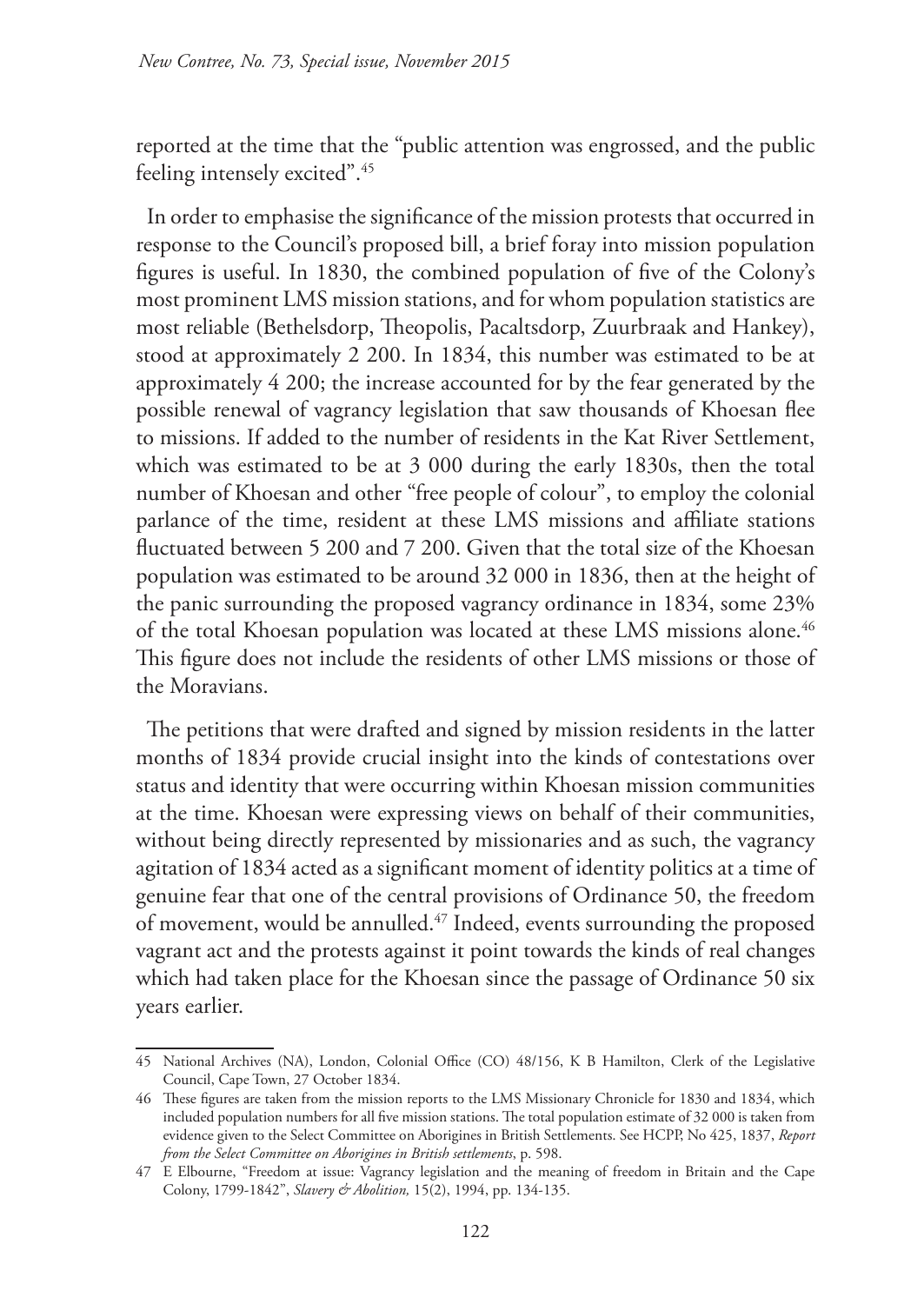reported at the time that the "public attention was engrossed, and the public feeling intensely excited".[45]

In order to emphasise the significance of the mission protests that occurred in response to the Council's proposed bill, a brief foray into mission population figures is useful. In 1830, the combined population of five of the Colony's most prominent LMS mission stations, and for whom population statistics are most reliable (Bethelsdorp, Theopolis, Pacaltsdorp, Zuurbraak and Hankey), stood at approximately 2 200. In 1834, this number was estimated to be at approximately 4 200; the increase accounted for by the fear generated by the possible renewal of vagrancy legislation that saw thousands of Khoesan flee to missions. If added to the number of residents in the Kat River Settlement, which was estimated to be at 3 000 during the early 1830s, then the total number of Khoesan and other "free people of colour", to employ the colonial parlance of the time, resident at these LMS missions and affiliate stations fluctuated between 5 200 and 7 200. Given that the total size of the Khoesan population was estimated to be around 32 000 in 1836, then at the height of the panic surrounding the proposed vagrancy ordinance in 1834, some 23% of the total Khoesan population was located at these LMS missions alone.[46] This figure does not include the residents of other LMS missions or those of the Moravians.

The petitions that were drafted and signed by mission residents in the latter months of 1834 provide crucial insight into the kinds of contestations over status and identity that were occurring within Khoesan mission communities at the time. Khoesan were expressing views on behalf of their communities, without being directly represented by missionaries and as such, the vagrancy agitation of 1834 acted as a significant moment of identity politics at a time of genuine fear that one of the central provisions of Ordinance 50, the freedom of movement, would be annulled.[47] Indeed, events surrounding the proposed vagrant act and the protests against it point towards the kinds of real changes which had taken place for the Khoesan since the passage of Ordinance 50 six years earlier.

---

45 National Archives (NA), London, Colonial Office (CO) 48/156, K B Hamilton, Clerk of the Legislative Council, Cape Town, 27 October 1834.

46 These figures are taken from the mission reports to the LMS Missionary Chronicle for 1830 and 1834, which included population numbers for all five mission stations. The total population estimate of 32 000 is taken from evidence given to the Select Committee on Aborigines in British Settlements. See HCPP, No 425, 1837, *Report from the Select Committee on Aborigines in British settlements*, p. 598.

47 E Elbourne, "Freedom at issue: Vagrancy legislation and the meaning of freedom in Britain and the Cape Colony, 1799-1842", *Slavery & Abolition,* 15(2), 1994, pp. 134-135.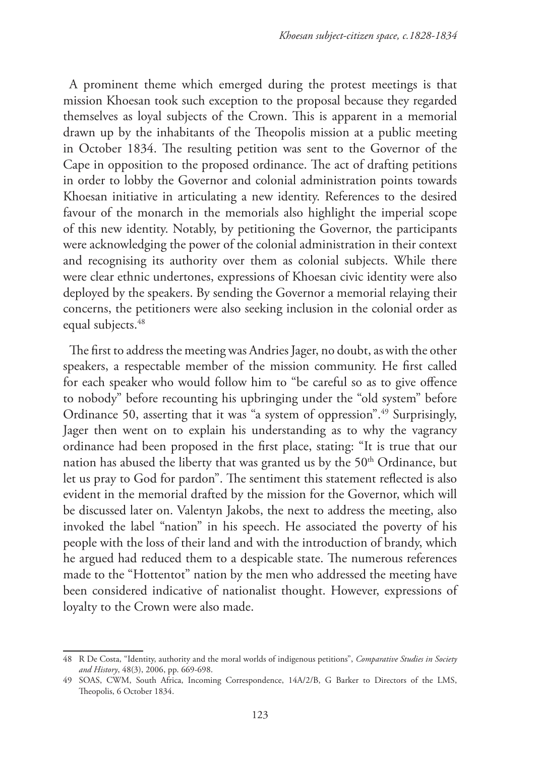A prominent theme which emerged during the protest meetings is that mission Khoesan took such exception to the proposal because they regarded themselves as loyal subjects of the Crown. This is apparent in a memorial drawn up by the inhabitants of the Theopolis mission at a public meeting in October 1834. The resulting petition was sent to the Governor of the Cape in opposition to the proposed ordinance. The act of drafting petitions in order to lobby the Governor and colonial administration points towards Khoesan initiative in articulating a new identity. References to the desired favour of the monarch in the memorials also highlight the imperial scope of this new identity. Notably, by petitioning the Governor, the participants were acknowledging the power of the colonial administration in their context and recognising its authority over them as colonial subjects. While there were clear ethnic undertones, expressions of Khoesan civic identity were also deployed by the speakers. By sending the Governor a memorial relaying their concerns, the petitioners were also seeking inclusion in the colonial order as equal subjects.[48]

The first to address the meeting was Andries Jager, no doubt, as with the other speakers, a respectable member of the mission community. He first called for each speaker who would follow him to "be careful so as to give offence to nobody" before recounting his upbringing under the "old system" before Ordinance 50, asserting that it was "a system of oppression".[49] Surprisingly, Jager then went on to explain his understanding as to why the vagrancy ordinance had been proposed in the first place, stating: "It is true that our nation has abused the liberty that was granted us by the 50th Ordinance, but let us pray to God for pardon". The sentiment this statement reflected is also evident in the memorial drafted by the mission for the Governor, which will be discussed later on. Valentyn Jakobs, the next to address the meeting, also invoked the label "nation" in his speech. He associated the poverty of his people with the loss of their land and with the introduction of brandy, which he argued had reduced them to a despicable state. The numerous references made to the "Hottentot" nation by the men who addressed the meeting have been considered indicative of nationalist thought. However, expressions of loyalty to the Crown were also made.

---

48 R De Costa, "Identity, authority and the moral worlds of indigenous petitions", *Comparative Studies in Society and History*, 48(3), 2006, pp. 669-698.

49 SOAS, CWM, South Africa, Incoming Correspondence, 14A/2/B, G Barker to Directors of the LMS, Theopolis, 6 October 1834.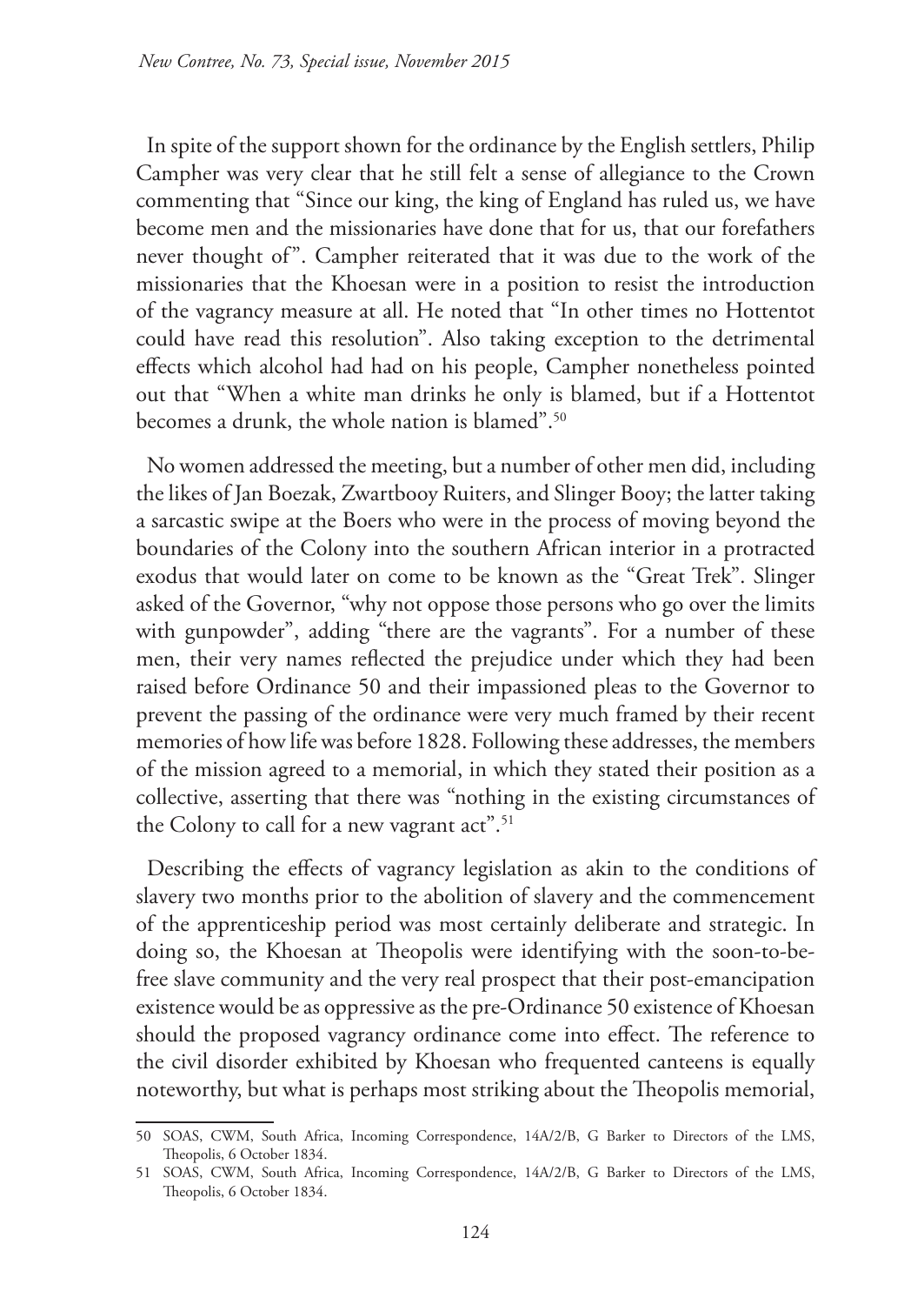In spite of the support shown for the ordinance by the English settlers, Philip Campher was very clear that he still felt a sense of allegiance to the Crown commenting that "Since our king, the king of England has ruled us, we have become men and the missionaries have done that for us, that our forefathers never thought of". Campher reiterated that it was due to the work of the missionaries that the Khoesan were in a position to resist the introduction of the vagrancy measure at all. He noted that "In other times no Hottentot could have read this resolution". Also taking exception to the detrimental effects which alcohol had had on his people, Campher nonetheless pointed out that "When a white man drinks he only is blamed, but if a Hottentot becomes a drunk, the whole nation is blamed".[50]

No women addressed the meeting, but a number of other men did, including the likes of Jan Boezak, Zwartbooy Ruiters, and Slinger Booy; the latter taking a sarcastic swipe at the Boers who were in the process of moving beyond the boundaries of the Colony into the southern African interior in a protracted exodus that would later on come to be known as the "Great Trek". Slinger asked of the Governor, "why not oppose those persons who go over the limits with gunpowder", adding "there are the vagrants". For a number of these men, their very names reflected the prejudice under which they had been raised before Ordinance 50 and their impassioned pleas to the Governor to prevent the passing of the ordinance were very much framed by their recent memories of how life was before 1828. Following these addresses, the members of the mission agreed to a memorial, in which they stated their position as a collective, asserting that there was "nothing in the existing circumstances of the Colony to call for a new vagrant act".[51]

Describing the effects of vagrancy legislation as akin to the conditions of slavery two months prior to the abolition of slavery and the commencement of the apprenticeship period was most certainly deliberate and strategic. In doing so, the Khoesan at Theopolis were identifying with the soon-to-be-free slave community and the very real prospect that their post-emancipation existence would be as oppressive as the pre-Ordinance 50 existence of Khoesan should the proposed vagrancy ordinance come into effect. The reference to the civil disorder exhibited by Khoesan who frequented canteens is equally noteworthy, but what is perhaps most striking about the Theopolis memorial,

---

50 SOAS, CWM, South Africa, Incoming Correspondence, 14A/2/B, G Barker to Directors of the LMS, Theopolis, 6 October 1834.

51 SOAS, CWM, South Africa, Incoming Correspondence, 14A/2/B, G Barker to Directors of the LMS, Theopolis, 6 October 1834.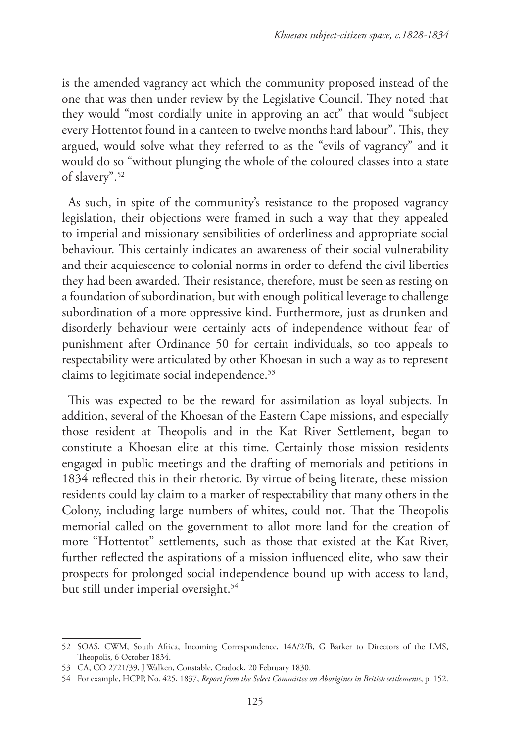is the amended vagrancy act which the community proposed instead of the one that was then under review by the Legislative Council. They noted that they would "most cordially unite in approving an act" that would "subject every Hottentot found in a canteen to twelve months hard labour". This, they argued, would solve what they referred to as the "evils of vagrancy" and it would do so "without plunging the whole of the coloured classes into a state of slavery".[52]

As such, in spite of the community's resistance to the proposed vagrancy legislation, their objections were framed in such a way that they appealed to imperial and missionary sensibilities of orderliness and appropriate social behaviour. This certainly indicates an awareness of their social vulnerability and their acquiescence to colonial norms in order to defend the civil liberties they had been awarded. Their resistance, therefore, must be seen as resting on a foundation of subordination, but with enough political leverage to challenge subordination of a more oppressive kind. Furthermore, just as drunken and disorderly behaviour were certainly acts of independence without fear of punishment after Ordinance 50 for certain individuals, so too appeals to respectability were articulated by other Khoesan in such a way as to represent claims to legitimate social independence.[53]

This was expected to be the reward for assimilation as loyal subjects. In addition, several of the Khoesan of the Eastern Cape missions, and especially those resident at Theopolis and in the Kat River Settlement, began to constitute a Khoesan elite at this time. Certainly those mission residents engaged in public meetings and the drafting of memorials and petitions in 1834 reflected this in their rhetoric. By virtue of being literate, these mission residents could lay claim to a marker of respectability that many others in the Colony, including large numbers of whites, could not. That the Theopolis memorial called on the government to allot more land for the creation of more "Hottentot" settlements, such as those that existed at the Kat River, further reflected the aspirations of a mission influenced elite, who saw their prospects for prolonged social independence bound up with access to land, but still under imperial oversight.[54]

---

52 SOAS, CWM, South Africa, Incoming Correspondence, 14A/2/B, G Barker to Directors of the LMS, Theopolis, 6 October 1834.

53 CA, CO 2721/39, J Walken, Constable, Cradock, 20 February 1830.

54 For example, HCPP, No. 425, 1837, *Report from the Select Committee on Aborigines in British settlements*, p. 152.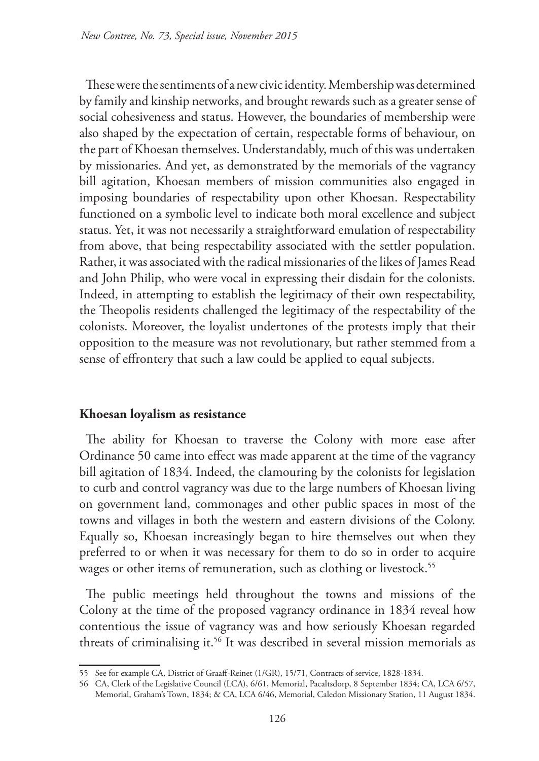These were the sentiments of a new civic identity. Membership was determined by family and kinship networks, and brought rewards such as a greater sense of social cohesiveness and status. However, the boundaries of membership were also shaped by the expectation of certain, respectable forms of behaviour, on the part of Khoesan themselves. Understandably, much of this was undertaken by missionaries. And yet, as demonstrated by the memorials of the vagrancy bill agitation, Khoesan members of mission communities also engaged in imposing boundaries of respectability upon other Khoesan. Respectability functioned on a symbolic level to indicate both moral excellence and subject status. Yet, it was not necessarily a straightforward emulation of respectability from above, that being respectability associated with the settler population. Rather, it was associated with the radical missionaries of the likes of James Read and John Philip, who were vocal in expressing their disdain for the colonists. Indeed, in attempting to establish the legitimacy of their own respectability, the Theopolis residents challenged the legitimacy of the respectability of the colonists. Moreover, the loyalist undertones of the protests imply that their opposition to the measure was not revolutionary, but rather stemmed from a sense of effrontery that such a law could be applied to equal subjects.

## Khoesan loyalism as resistance

The ability for Khoesan to traverse the Colony with more ease after Ordinance 50 came into effect was made apparent at the time of the vagrancy bill agitation of 1834. Indeed, the clamouring by the colonists for legislation to curb and control vagrancy was due to the large numbers of Khoesan living on government land, commonages and other public spaces in most of the towns and villages in both the western and eastern divisions of the Colony. Equally so, Khoesan increasingly began to hire themselves out when they preferred to or when it was necessary for them to do so in order to acquire wages or other items of remuneration, such as clothing or livestock.[55]

The public meetings held throughout the towns and missions of the Colony at the time of the proposed vagrancy ordinance in 1834 reveal how contentious the issue of vagrancy was and how seriously Khoesan regarded threats of criminalising it.[56] It was described in several mission memorials as

---

55 See for example CA, District of Graaff-Reinet (1/GR), 15/71, Contracts of service, 1828-1834.

56 CA, Clerk of the Legislative Council (LCA), 6/61, Memorial, Pacaltsdorp, 8 September 1834; CA, LCA 6/57, Memorial, Graham's Town, 1834; & CA, LCA 6/46, Memorial, Caledon Missionary Station, 11 August 1834.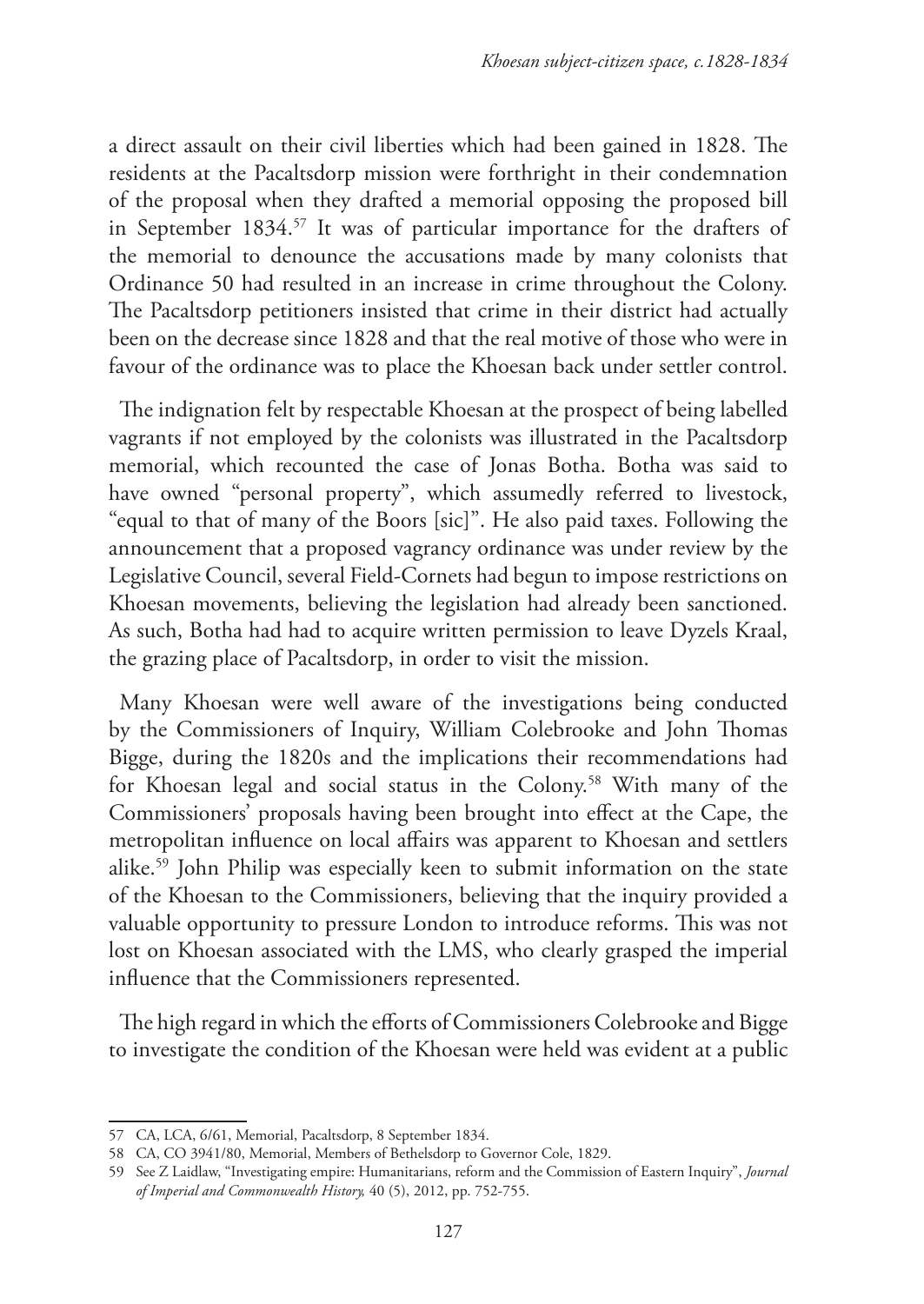a direct assault on their civil liberties which had been gained in 1828. The residents at the Pacaltsdorp mission were forthright in their condemnation of the proposal when they drafted a memorial opposing the proposed bill in September 1834.[57] It was of particular importance for the drafters of the memorial to denounce the accusations made by many colonists that Ordinance 50 had resulted in an increase in crime throughout the Colony. The Pacaltsdorp petitioners insisted that crime in their district had actually been on the decrease since 1828 and that the real motive of those who were in favour of the ordinance was to place the Khoesan back under settler control.

The indignation felt by respectable Khoesan at the prospect of being labelled vagrants if not employed by the colonists was illustrated in the Pacaltsdorp memorial, which recounted the case of Jonas Botha. Botha was said to have owned "personal property", which assumedly referred to livestock, "equal to that of many of the Boors [sic]". He also paid taxes. Following the announcement that a proposed vagrancy ordinance was under review by the Legislative Council, several Field-Cornets had begun to impose restrictions on Khoesan movements, believing the legislation had already been sanctioned. As such, Botha had had to acquire written permission to leave Dyzels Kraal, the grazing place of Pacaltsdorp, in order to visit the mission.

Many Khoesan were well aware of the investigations being conducted by the Commissioners of Inquiry, William Colebrooke and John Thomas Bigge, during the 1820s and the implications their recommendations had for Khoesan legal and social status in the Colony.[58] With many of the Commissioners' proposals having been brought into effect at the Cape, the metropolitan influence on local affairs was apparent to Khoesan and settlers alike.[59] John Philip was especially keen to submit information on the state of the Khoesan to the Commissioners, believing that the inquiry provided a valuable opportunity to pressure London to introduce reforms. This was not lost on Khoesan associated with the LMS, who clearly grasped the imperial influence that the Commissioners represented.

The high regard in which the efforts of Commissioners Colebrooke and Bigge to investigate the condition of the Khoesan were held was evident at a public

---

57 CA, LCA, 6/61, Memorial, Pacaltsdorp, 8 September 1834.

58 CA, CO 3941/80, Memorial, Members of Bethelsdorp to Governor Cole, 1829.

59 See Z Laidlaw, "Investigating empire: Humanitarians, reform and the Commission of Eastern Inquiry", *Journal of Imperial and Commonwealth History,* 40 (5), 2012, pp. 752-755.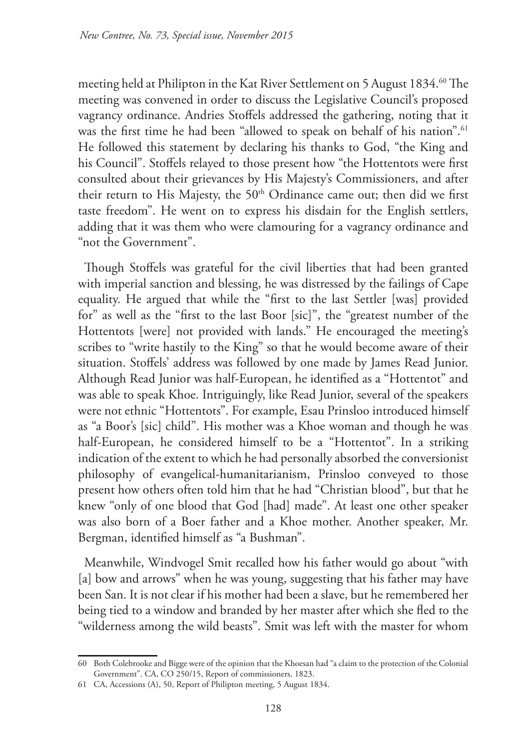meeting held at Philipton in the Kat River Settlement on 5 August 1834.[60] The meeting was convened in order to discuss the Legislative Council's proposed vagrancy ordinance. Andries Stoffels addressed the gathering, noting that it was the first time he had been "allowed to speak on behalf of his nation".[61] He followed this statement by declaring his thanks to God, "the King and his Council". Stoffels relayed to those present how "the Hottentots were first consulted about their grievances by His Majesty's Commissioners, and after their return to His Majesty, the 50th Ordinance came out; then did we first taste freedom". He went on to express his disdain for the English settlers, adding that it was them who were clamouring for a vagrancy ordinance and "not the Government".

Though Stoffels was grateful for the civil liberties that had been granted with imperial sanction and blessing, he was distressed by the failings of Cape equality. He argued that while the "first to the last Settler [was] provided for" as well as the "first to the last Boor [sic]", the "greatest number of the Hottentots [were] not provided with lands." He encouraged the meeting's scribes to "write hastily to the King" so that he would become aware of their situation. Stoffels' address was followed by one made by James Read Junior. Although Read Junior was half-European, he identified as a "Hottentot" and was able to speak Khoe. Intriguingly, like Read Junior, several of the speakers were not ethnic "Hottentots". For example, Esau Prinsloo introduced himself as "a Boor's [sic] child". His mother was a Khoe woman and though he was half-European, he considered himself to be a "Hottentot". In a striking indication of the extent to which he had personally absorbed the conversionist philosophy of evangelical-humanitarianism, Prinsloo conveyed to those present how others often told him that he had "Christian blood", but that he knew "only of one blood that God [had] made". At least one other speaker was also born of a Boer father and a Khoe mother. Another speaker, Mr. Bergman, identified himself as "a Bushman".

Meanwhile, Windvogel Smit recalled how his father would go about "with [a] bow and arrows" when he was young, suggesting that his father may have been San. It is not clear if his mother had been a slave, but he remembered her being tied to a window and branded by her master after which she fled to the "wilderness among the wild beasts". Smit was left with the master for whom

---

60 Both Colebrooke and Bigge were of the opinion that the Khoesan had "a claim to the protection of the Colonial Government". CA, CO 250/15, Report of commissioners, 1823.

61 CA, Accessions (A), 50, Report of Philipton meeting, 5 August 1834.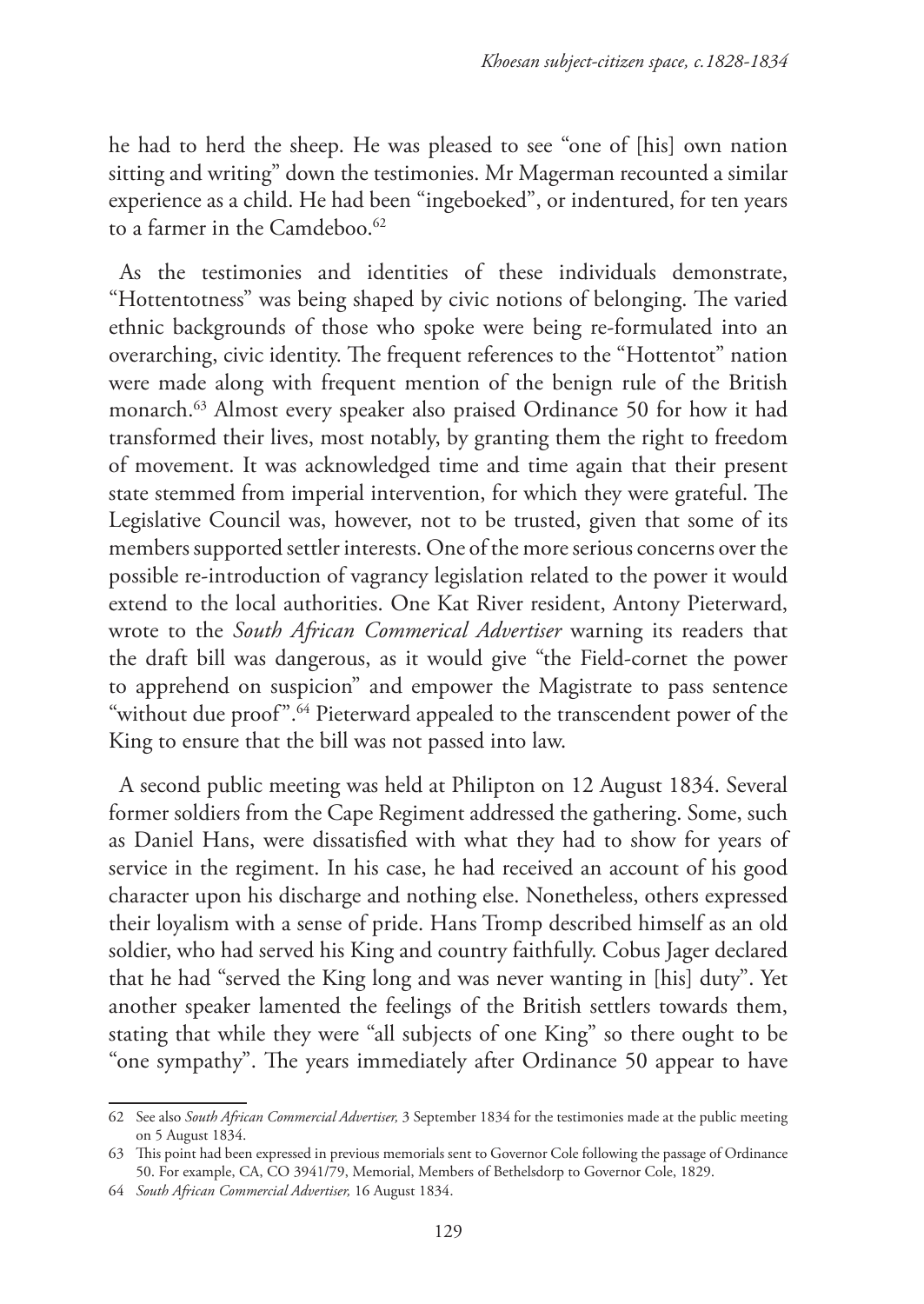he had to herd the sheep. He was pleased to see "one of [his] own nation sitting and writing" down the testimonies. Mr Magerman recounted a similar experience as a child. He had been "ingeboeked", or indentured, for ten years to a farmer in the Camdeboo.[62]

As the testimonies and identities of these individuals demonstrate, "Hottentotness" was being shaped by civic notions of belonging. The varied ethnic backgrounds of those who spoke were being re-formulated into an overarching, civic identity. The frequent references to the "Hottentot" nation were made along with frequent mention of the benign rule of the British monarch.[63] Almost every speaker also praised Ordinance 50 for how it had transformed their lives, most notably, by granting them the right to freedom of movement. It was acknowledged time and time again that their present state stemmed from imperial intervention, for which they were grateful. The Legislative Council was, however, not to be trusted, given that some of its members supported settler interests. One of the more serious concerns over the possible re-introduction of vagrancy legislation related to the power it would extend to the local authorities. One Kat River resident, Antony Pieterward, wrote to the *South African Commerical Advertiser* warning its readers that the draft bill was dangerous, as it would give "the Field-cornet the power to apprehend on suspicion" and empower the Magistrate to pass sentence "without due proof".[64] Pieterward appealed to the transcendent power of the King to ensure that the bill was not passed into law.

A second public meeting was held at Philipton on 12 August 1834. Several former soldiers from the Cape Regiment addressed the gathering. Some, such as Daniel Hans, were dissatisfied with what they had to show for years of service in the regiment. In his case, he had received an account of his good character upon his discharge and nothing else. Nonetheless, others expressed their loyalism with a sense of pride. Hans Tromp described himself as an old soldier, who had served his King and country faithfully. Cobus Jager declared that he had "served the King long and was never wanting in [his] duty". Yet another speaker lamented the feelings of the British settlers towards them, stating that while they were "all subjects of one King" so there ought to be "one sympathy". The years immediately after Ordinance 50 appear to have

---

62 See also *South African Commercial Advertiser,* 3 September 1834 for the testimonies made at the public meeting on 5 August 1834.

63 This point had been expressed in previous memorials sent to Governor Cole following the passage of Ordinance 50. For example, CA, CO 3941/79, Memorial, Members of Bethelsdorp to Governor Cole, 1829.

64 *South African Commercial Advertiser,* 16 August 1834.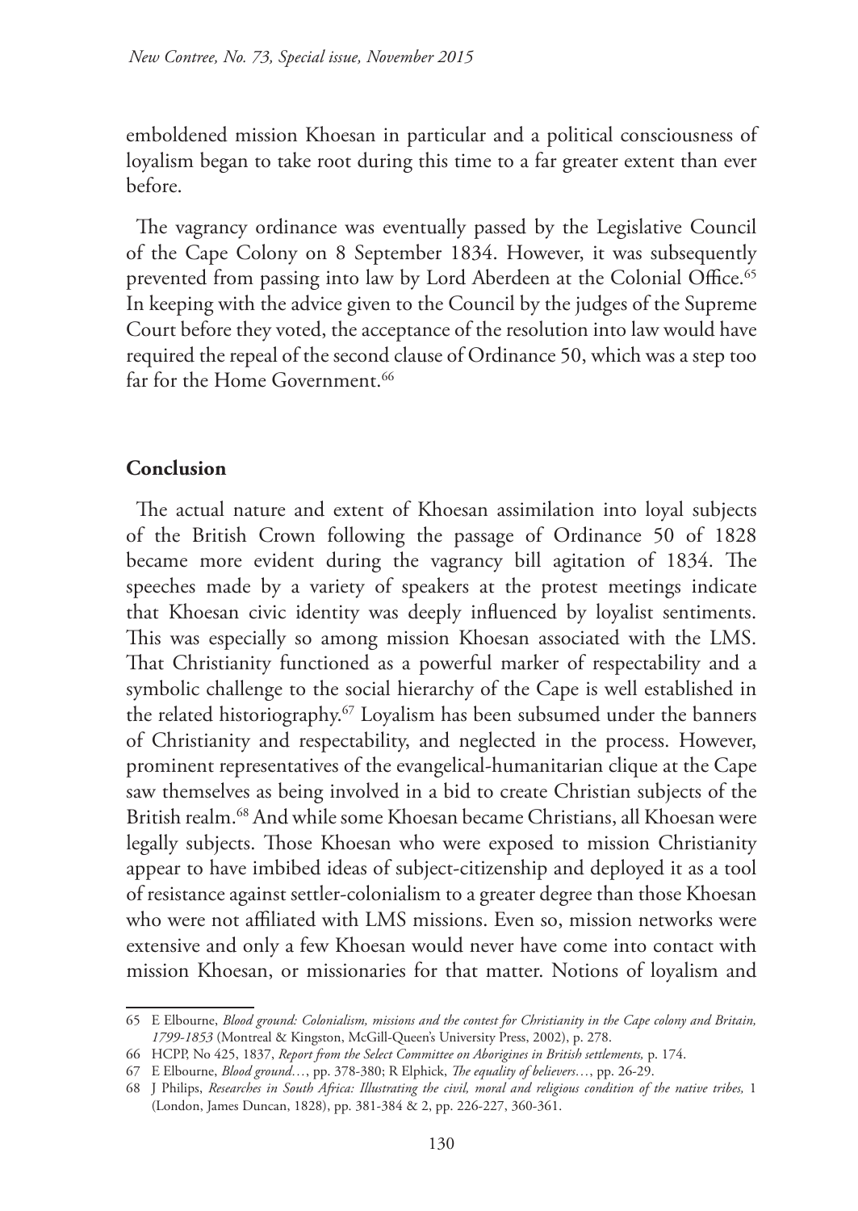emboldened mission Khoesan in particular and a political consciousness of loyalism began to take root during this time to a far greater extent than ever before.

The vagrancy ordinance was eventually passed by the Legislative Council of the Cape Colony on 8 September 1834. However, it was subsequently prevented from passing into law by Lord Aberdeen at the Colonial Office.[65] In keeping with the advice given to the Council by the judges of the Supreme Court before they voted, the acceptance of the resolution into law would have required the repeal of the second clause of Ordinance 50, which was a step too far for the Home Government.[66]

## Conclusion

The actual nature and extent of Khoesan assimilation into loyal subjects of the British Crown following the passage of Ordinance 50 of 1828 became more evident during the vagrancy bill agitation of 1834. The speeches made by a variety of speakers at the protest meetings indicate that Khoesan civic identity was deeply influenced by loyalist sentiments. This was especially so among mission Khoesan associated with the LMS. That Christianity functioned as a powerful marker of respectability and a symbolic challenge to the social hierarchy of the Cape is well established in the related historiography.[67] Loyalism has been subsumed under the banners of Christianity and respectability, and neglected in the process. However, prominent representatives of the evangelical-humanitarian clique at the Cape saw themselves as being involved in a bid to create Christian subjects of the British realm.[68] And while some Khoesan became Christians, all Khoesan were legally subjects. Those Khoesan who were exposed to mission Christianity appear to have imbibed ideas of subject-citizenship and deployed it as a tool of resistance against settler-colonialism to a greater degree than those Khoesan who were not affiliated with LMS missions. Even so, mission networks were extensive and only a few Khoesan would never have come into contact with mission Khoesan, or missionaries for that matter. Notions of loyalism and

---

65 E Elbourne, *Blood ground: Colonialism, missions and the contest for Christianity in the Cape colony and Britain, 1799-1853* (Montreal & Kingston, McGill-Queen's University Press, 2002), p. 278.

66 HCPP, No 425, 1837, *Report from the Select Committee on Aborigines in British settlements,* p. 174.

67 E Elbourne, *Blood ground…*, pp. 378-380; R Elphick, *The equality of believers…*, pp. 26-29.

68 J Philips, *Researches in South Africa: Illustrating the civil, moral and religious condition of the native tribes,* 1 (London, James Duncan, 1828), pp. 381-384 & 2, pp. 226-227, 360-361.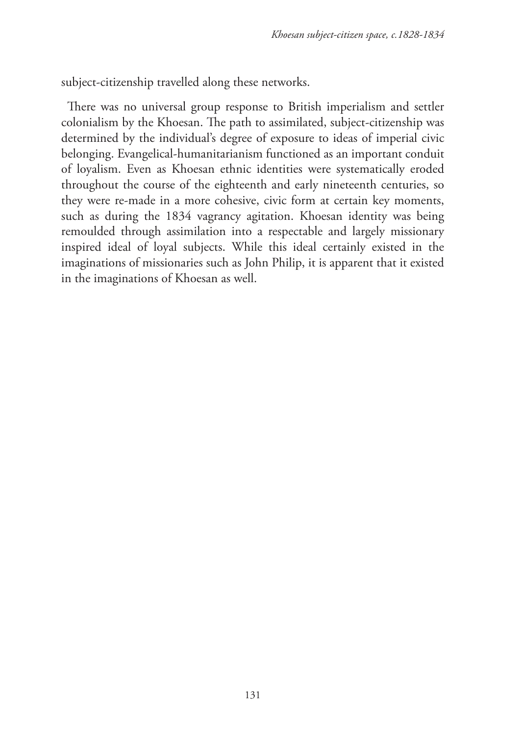subject-citizenship travelled along these networks.

There was no universal group response to British imperialism and settler colonialism by the Khoesan. The path to assimilated, subject-citizenship was determined by the individual's degree of exposure to ideas of imperial civic belonging. Evangelical-humanitarianism functioned as an important conduit of loyalism. Even as Khoesan ethnic identities were systematically eroded throughout the course of the eighteenth and early nineteenth centuries, so they were re-made in a more cohesive, civic form at certain key moments, such as during the 1834 vagrancy agitation. Khoesan identity was being remoulded through assimilation into a respectable and largely missionary inspired ideal of loyal subjects. While this ideal certainly existed in the imaginations of missionaries such as John Philip, it is apparent that it existed in the imaginations of Khoesan as well.